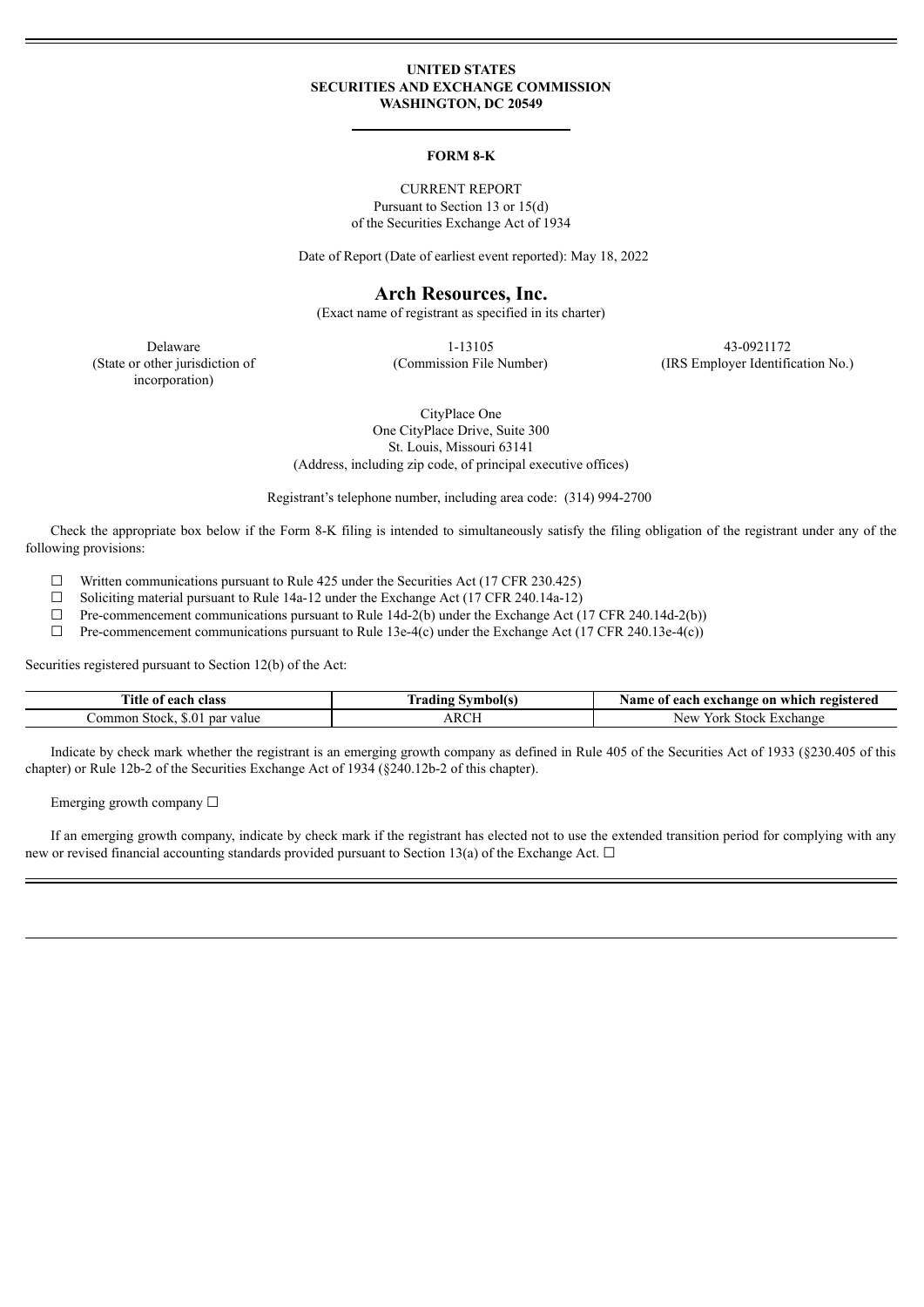**UNITED STATES**
**SECURITIES AND EXCHANGE COMMISSION**
**WASHINGTON, DC 20549**

---

**FORM 8-K**

CURRENT REPORT
Pursuant to Section 13 or 15(d)
of the Securities Exchange Act of 1934

Date of Report (Date of earliest event reported): May 18, 2022

# Arch Resources, Inc.

(Exact name of registrant as specified in its charter)

| Delaware | 1-13105 | 43-0921172 |
|---|---|---|
| (State or other jurisdiction of incorporation) | (Commission File Number) | (IRS Employer Identification No.) |

CityPlace One
One CityPlace Drive, Suite 300
St. Louis, Missouri 63141
(Address, including zip code, of principal executive offices)

Registrant's telephone number, including area code: (314) 994-2700

Check the appropriate box below if the Form 8-K filing is intended to simultaneously satisfy the filing obligation of the registrant under any of the following provisions:

☐ Written communications pursuant to Rule 425 under the Securities Act (17 CFR 230.425)
☐ Soliciting material pursuant to Rule 14a-12 under the Exchange Act (17 CFR 240.14a-12)
☐ Pre-commencement communications pursuant to Rule 14d-2(b) under the Exchange Act (17 CFR 240.14d-2(b))
☐ Pre-commencement communications pursuant to Rule 13e-4(c) under the Exchange Act (17 CFR 240.13e-4(c))

Securities registered pursuant to Section 12(b) of the Act:

| Title of each class | Trading Symbol(s) | Name of each exchange on which registered |
|---|---|---|
| Common Stock, $.01 par value | ARCH | New York Stock Exchange |

Indicate by check mark whether the registrant is an emerging growth company as defined in Rule 405 of the Securities Act of 1933 (§230.405 of this chapter) or Rule 12b-2 of the Securities Exchange Act of 1934 (§240.12b-2 of this chapter).

Emerging growth company ☐

If an emerging growth company, indicate by check mark if the registrant has elected not to use the extended transition period for complying with any new or revised financial accounting standards provided pursuant to Section 13(a) of the Exchange Act. ☐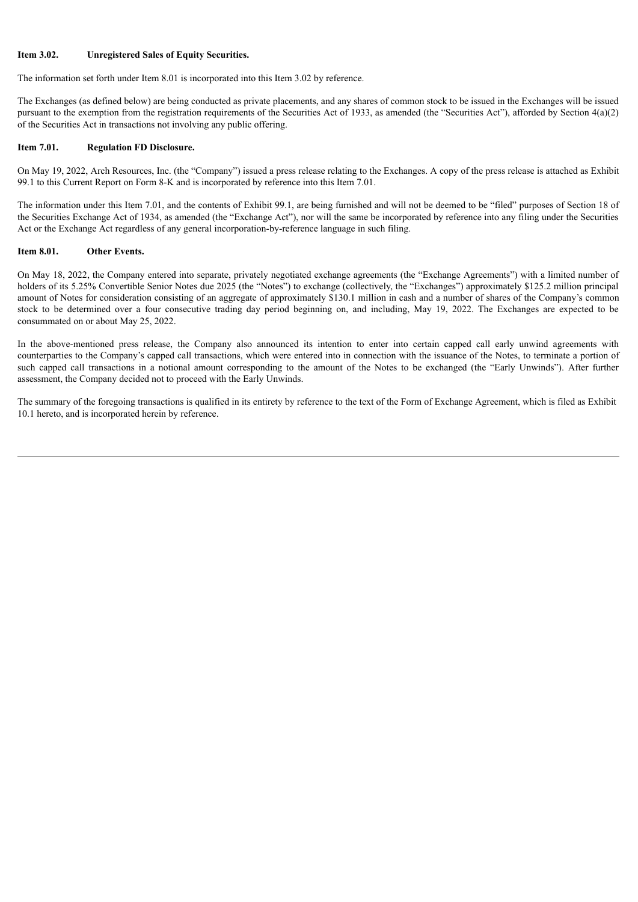**Item 3.02. Unregistered Sales of Equity Securities.**

The information set forth under Item 8.01 is incorporated into this Item 3.02 by reference.

The Exchanges (as defined below) are being conducted as private placements, and any shares of common stock to be issued in the Exchanges will be issued pursuant to the exemption from the registration requirements of the Securities Act of 1933, as amended (the "Securities Act"), afforded by Section 4(a)(2) of the Securities Act in transactions not involving any public offering.

**Item 7.01. Regulation FD Disclosure.**

On May 19, 2022, Arch Resources, Inc. (the "Company") issued a press release relating to the Exchanges. A copy of the press release is attached as Exhibit 99.1 to this Current Report on Form 8-K and is incorporated by reference into this Item 7.01.

The information under this Item 7.01, and the contents of Exhibit 99.1, are being furnished and will not be deemed to be "filed" purposes of Section 18 of the Securities Exchange Act of 1934, as amended (the "Exchange Act"), nor will the same be incorporated by reference into any filing under the Securities Act or the Exchange Act regardless of any general incorporation-by-reference language in such filing.

**Item 8.01. Other Events.**

On May 18, 2022, the Company entered into separate, privately negotiated exchange agreements (the "Exchange Agreements") with a limited number of holders of its 5.25% Convertible Senior Notes due 2025 (the "Notes") to exchange (collectively, the "Exchanges") approximately $125.2 million principal amount of Notes for consideration consisting of an aggregate of approximately $130.1 million in cash and a number of shares of the Company's common stock to be determined over a four consecutive trading day period beginning on, and including, May 19, 2022. The Exchanges are expected to be consummated on or about May 25, 2022.

In the above-mentioned press release, the Company also announced its intention to enter into certain capped call early unwind agreements with counterparties to the Company's capped call transactions, which were entered into in connection with the issuance of the Notes, to terminate a portion of such capped call transactions in a notional amount corresponding to the amount of the Notes to be exchanged (the "Early Unwinds"). After further assessment, the Company decided not to proceed with the Early Unwinds.

The summary of the foregoing transactions is qualified in its entirety by reference to the text of the Form of Exchange Agreement, which is filed as Exhibit 10.1 hereto, and is incorporated herein by reference.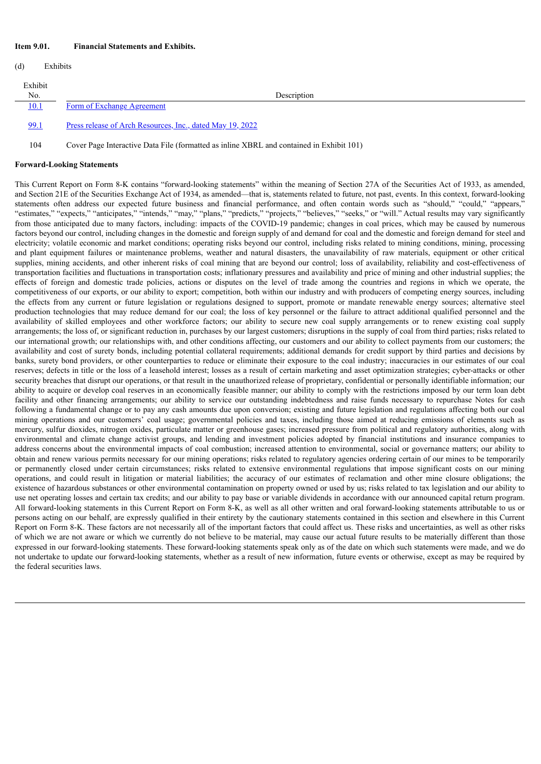**Item 9.01. Financial Statements and Exhibits.**

(d) Exhibits

| Exhibit No. | Description |
|---|---|
| 10.1 | Form of Exchange Agreement |
| 99.1 | Press release of Arch Resources, Inc., dated May 19, 2022 |
| 104 | Cover Page Interactive Data File (formatted as inline XBRL and contained in Exhibit 101) |

**Forward-Looking Statements**

This Current Report on Form 8-K contains "forward-looking statements" within the meaning of Section 27A of the Securities Act of 1933, as amended, and Section 21E of the Securities Exchange Act of 1934, as amended—that is, statements related to future, not past, events. In this context, forward-looking statements often address our expected future business and financial performance, and often contain words such as "should," "could," "appears," "estimates," "expects," "anticipates," "intends," "may," "plans," "predicts," "projects," "believes," "seeks," or "will." Actual results may vary significantly from those anticipated due to many factors, including: impacts of the COVID-19 pandemic; changes in coal prices, which may be caused by numerous factors beyond our control, including changes in the domestic and foreign supply of and demand for coal and the domestic and foreign demand for steel and electricity; volatile economic and market conditions; operating risks beyond our control, including risks related to mining conditions, mining, processing and plant equipment failures or maintenance problems, weather and natural disasters, the unavailability of raw materials, equipment or other critical supplies, mining accidents, and other inherent risks of coal mining that are beyond our control; loss of availability, reliability and cost-effectiveness of transportation facilities and fluctuations in transportation costs; inflationary pressures and availability and price of mining and other industrial supplies; the effects of foreign and domestic trade policies, actions or disputes on the level of trade among the countries and regions in which we operate, the competitiveness of our exports, or our ability to export; competition, both within our industry and with producers of competing energy sources, including the effects from any current or future legislation or regulations designed to support, promote or mandate renewable energy sources; alternative steel production technologies that may reduce demand for our coal; the loss of key personnel or the failure to attract additional qualified personnel and the availability of skilled employees and other workforce factors; our ability to secure new coal supply arrangements or to renew existing coal supply arrangements; the loss of, or significant reduction in, purchases by our largest customers; disruptions in the supply of coal from third parties; risks related to our international growth; our relationships with, and other conditions affecting, our customers and our ability to collect payments from our customers; the availability and cost of surety bonds, including potential collateral requirements; additional demands for credit support by third parties and decisions by banks, surety bond providers, or other counterparties to reduce or eliminate their exposure to the coal industry; inaccuracies in our estimates of our coal reserves; defects in title or the loss of a leasehold interest; losses as a result of certain marketing and asset optimization strategies; cyber-attacks or other security breaches that disrupt our operations, or that result in the unauthorized release of proprietary, confidential or personally identifiable information; our ability to acquire or develop coal reserves in an economically feasible manner; our ability to comply with the restrictions imposed by our term loan debt facility and other financing arrangements; our ability to service our outstanding indebtedness and raise funds necessary to repurchase Notes for cash following a fundamental change or to pay any cash amounts due upon conversion; existing and future legislation and regulations affecting both our coal mining operations and our customers' coal usage; governmental policies and taxes, including those aimed at reducing emissions of elements such as mercury, sulfur dioxides, nitrogen oxides, particulate matter or greenhouse gases; increased pressure from political and regulatory authorities, along with environmental and climate change activist groups, and lending and investment policies adopted by financial institutions and insurance companies to address concerns about the environmental impacts of coal combustion; increased attention to environmental, social or governance matters; our ability to obtain and renew various permits necessary for our mining operations; risks related to regulatory agencies ordering certain of our mines to be temporarily or permanently closed under certain circumstances; risks related to extensive environmental regulations that impose significant costs on our mining operations, and could result in litigation or material liabilities; the accuracy of our estimates of reclamation and other mine closure obligations; the existence of hazardous substances or other environmental contamination on property owned or used by us; risks related to tax legislation and our ability to use net operating losses and certain tax credits; and our ability to pay base or variable dividends in accordance with our announced capital return program. All forward-looking statements in this Current Report on Form 8-K, as well as all other written and oral forward-looking statements attributable to us or persons acting on our behalf, are expressly qualified in their entirety by the cautionary statements contained in this section and elsewhere in this Current Report on Form 8-K. These factors are not necessarily all of the important factors that could affect us. These risks and uncertainties, as well as other risks of which we are not aware or which we currently do not believe to be material, may cause our actual future results to be materially different than those expressed in our forward-looking statements. These forward-looking statements speak only as of the date on which such statements were made, and we do not undertake to update our forward-looking statements, whether as a result of new information, future events or otherwise, except as may be required by the federal securities laws.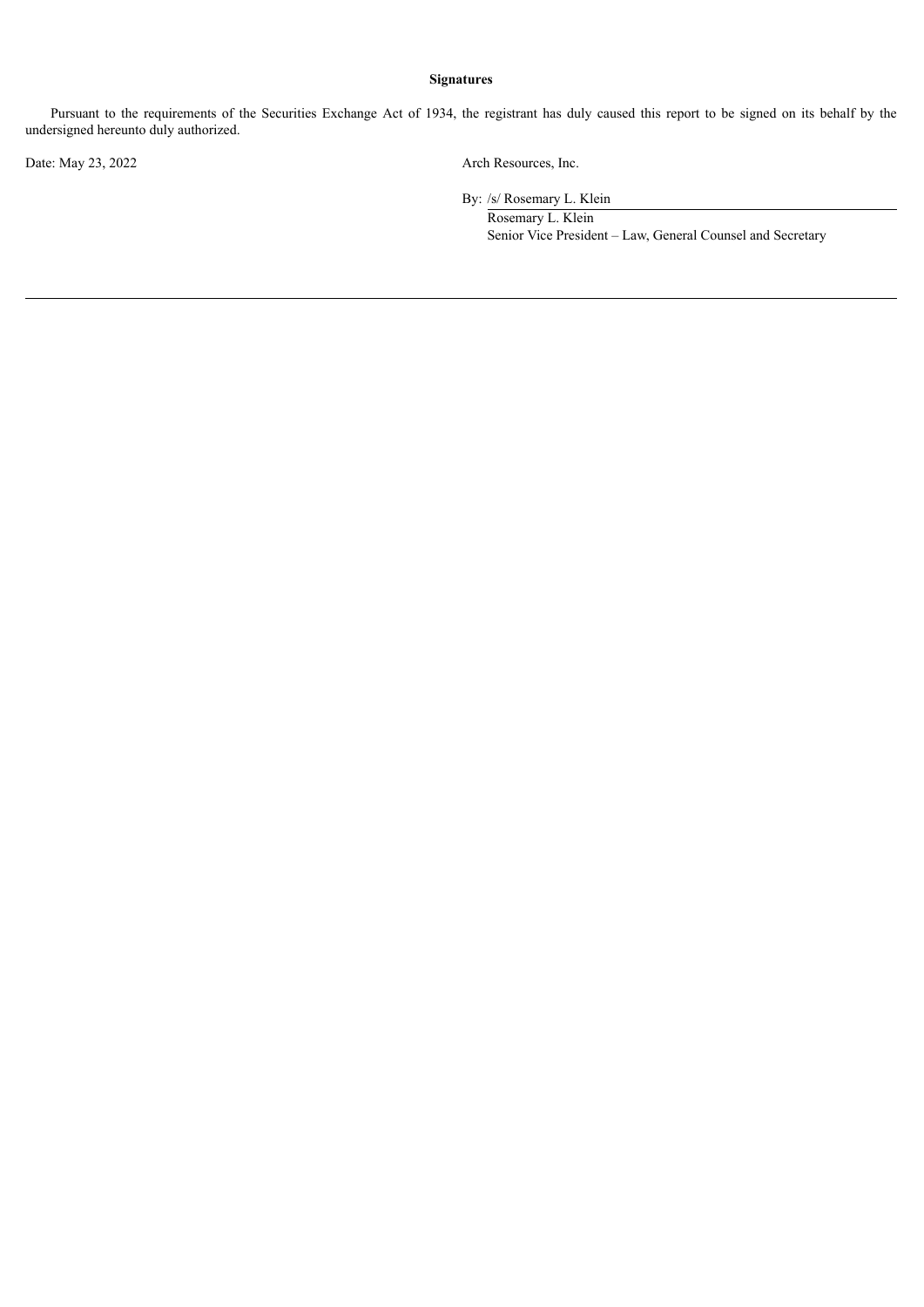**Signatures**

Pursuant to the requirements of the Securities Exchange Act of 1934, the registrant has duly caused this report to be signed on its behalf by the undersigned hereunto duly authorized.

Date: May 23, 2022

Arch Resources, Inc.

By: /s/ Rosemary L. Klein

Rosemary L. Klein

Senior Vice President – Law, General Counsel and Secretary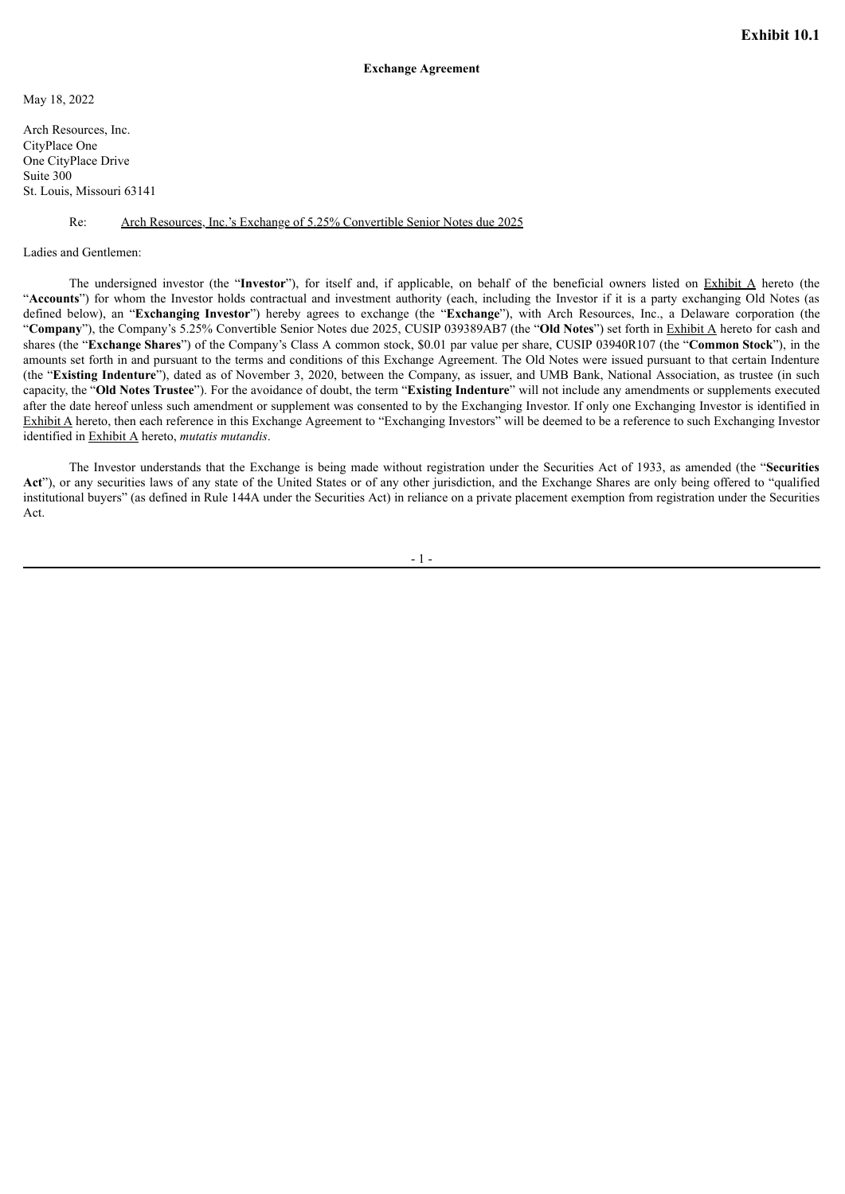**Exhibit 10.1**

**Exchange Agreement**

May 18, 2022

Arch Resources, Inc.
CityPlace One
One CityPlace Drive
Suite 300
St. Louis, Missouri 63141

Re: Arch Resources, Inc.'s Exchange of 5.25% Convertible Senior Notes due 2025

Ladies and Gentlemen:

The undersigned investor (the "**Investor**"), for itself and, if applicable, on behalf of the beneficial owners listed on Exhibit A hereto (the "**Accounts**") for whom the Investor holds contractual and investment authority (each, including the Investor if it is a party exchanging Old Notes (as defined below), an "**Exchanging Investor**") hereby agrees to exchange (the "**Exchange**"), with Arch Resources, Inc., a Delaware corporation (the "**Company**"), the Company's 5.25% Convertible Senior Notes due 2025, CUSIP 039389AB7 (the "**Old Notes**") set forth in Exhibit A hereto for cash and shares (the "**Exchange Shares**") of the Company's Class A common stock, $0.01 par value per share, CUSIP 03940R107 (the "**Common Stock**"), in the amounts set forth in and pursuant to the terms and conditions of this Exchange Agreement. The Old Notes were issued pursuant to that certain Indenture (the "**Existing Indenture**"), dated as of November 3, 2020, between the Company, as issuer, and UMB Bank, National Association, as trustee (in such capacity, the "**Old Notes Trustee**"). For the avoidance of doubt, the term "**Existing Indenture**" will not include any amendments or supplements executed after the date hereof unless such amendment or supplement was consented to by the Exchanging Investor. If only one Exchanging Investor is identified in Exhibit A hereto, then each reference in this Exchange Agreement to "Exchanging Investors" will be deemed to be a reference to such Exchanging Investor identified in Exhibit A hereto, *mutatis mutandis*.

The Investor understands that the Exchange is being made without registration under the Securities Act of 1933, as amended (the "**Securities Act**"), or any securities laws of any state of the United States or of any other jurisdiction, and the Exchange Shares are only being offered to "qualified institutional buyers" (as defined in Rule 144A under the Securities Act) in reliance on a private placement exemption from registration under the Securities Act.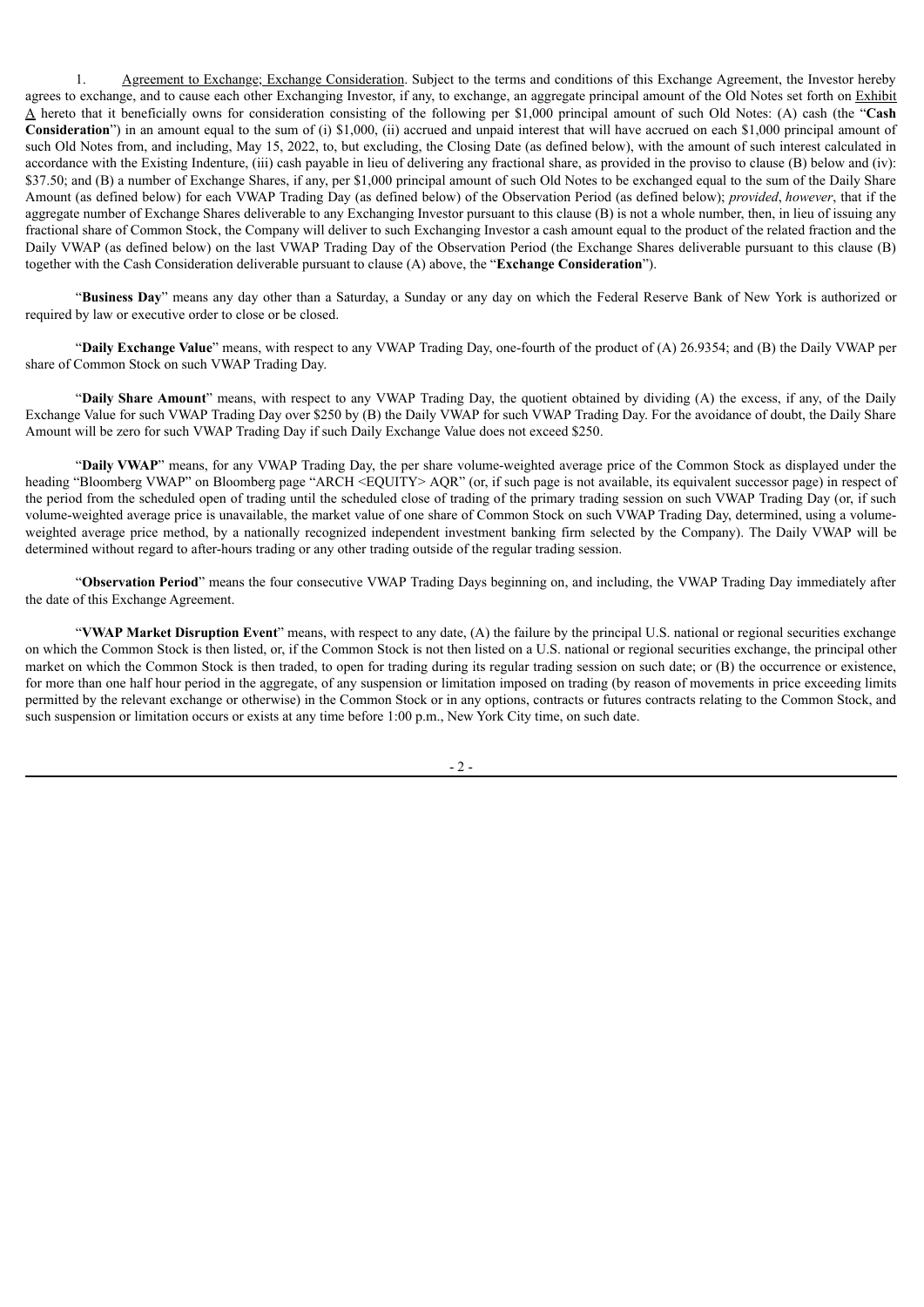1. Agreement to Exchange; Exchange Consideration. Subject to the terms and conditions of this Exchange Agreement, the Investor hereby agrees to exchange, and to cause each other Exchanging Investor, if any, to exchange, an aggregate principal amount of the Old Notes set forth on Exhibit A hereto that it beneficially owns for consideration consisting of the following per $1,000 principal amount of such Old Notes: (A) cash (the "**Cash Consideration**") in an amount equal to the sum of (i) $1,000, (ii) accrued and unpaid interest that will have accrued on each $1,000 principal amount of such Old Notes from, and including, May 15, 2022, to, but excluding, the Closing Date (as defined below), with the amount of such interest calculated in accordance with the Existing Indenture, (iii) cash payable in lieu of delivering any fractional share, as provided in the proviso to clause (B) below and (iv): $37.50; and (B) a number of Exchange Shares, if any, per $1,000 principal amount of such Old Notes to be exchanged equal to the sum of the Daily Share Amount (as defined below) for each VWAP Trading Day (as defined below) of the Observation Period (as defined below); *provided*, *however*, that if the aggregate number of Exchange Shares deliverable to any Exchanging Investor pursuant to this clause (B) is not a whole number, then, in lieu of issuing any fractional share of Common Stock, the Company will deliver to such Exchanging Investor a cash amount equal to the product of the related fraction and the Daily VWAP (as defined below) on the last VWAP Trading Day of the Observation Period (the Exchange Shares deliverable pursuant to this clause (B) together with the Cash Consideration deliverable pursuant to clause (A) above, the "**Exchange Consideration**").

"**Business Day**" means any day other than a Saturday, a Sunday or any day on which the Federal Reserve Bank of New York is authorized or required by law or executive order to close or be closed.

"**Daily Exchange Value**" means, with respect to any VWAP Trading Day, one-fourth of the product of (A) 26.9354; and (B) the Daily VWAP per share of Common Stock on such VWAP Trading Day.

"**Daily Share Amount**" means, with respect to any VWAP Trading Day, the quotient obtained by dividing (A) the excess, if any, of the Daily Exchange Value for such VWAP Trading Day over $250 by (B) the Daily VWAP for such VWAP Trading Day. For the avoidance of doubt, the Daily Share Amount will be zero for such VWAP Trading Day if such Daily Exchange Value does not exceed $250.

"**Daily VWAP**" means, for any VWAP Trading Day, the per share volume-weighted average price of the Common Stock as displayed under the heading "Bloomberg VWAP" on Bloomberg page "ARCH <EQUITY> AQR" (or, if such page is not available, its equivalent successor page) in respect of the period from the scheduled open of trading until the scheduled close of trading of the primary trading session on such VWAP Trading Day (or, if such volume-weighted average price is unavailable, the market value of one share of Common Stock on such VWAP Trading Day, determined, using a volume-weighted average price method, by a nationally recognized independent investment banking firm selected by the Company). The Daily VWAP will be determined without regard to after-hours trading or any other trading outside of the regular trading session.

"**Observation Period**" means the four consecutive VWAP Trading Days beginning on, and including, the VWAP Trading Day immediately after the date of this Exchange Agreement.

"**VWAP Market Disruption Event**" means, with respect to any date, (A) the failure by the principal U.S. national or regional securities exchange on which the Common Stock is then listed, or, if the Common Stock is not then listed on a U.S. national or regional securities exchange, the principal other market on which the Common Stock is then traded, to open for trading during its regular trading session on such date; or (B) the occurrence or existence, for more than one half hour period in the aggregate, of any suspension or limitation imposed on trading (by reason of movements in price exceeding limits permitted by the relevant exchange or otherwise) in the Common Stock or in any options, contracts or futures contracts relating to the Common Stock, and such suspension or limitation occurs or exists at any time before 1:00 p.m., New York City time, on such date.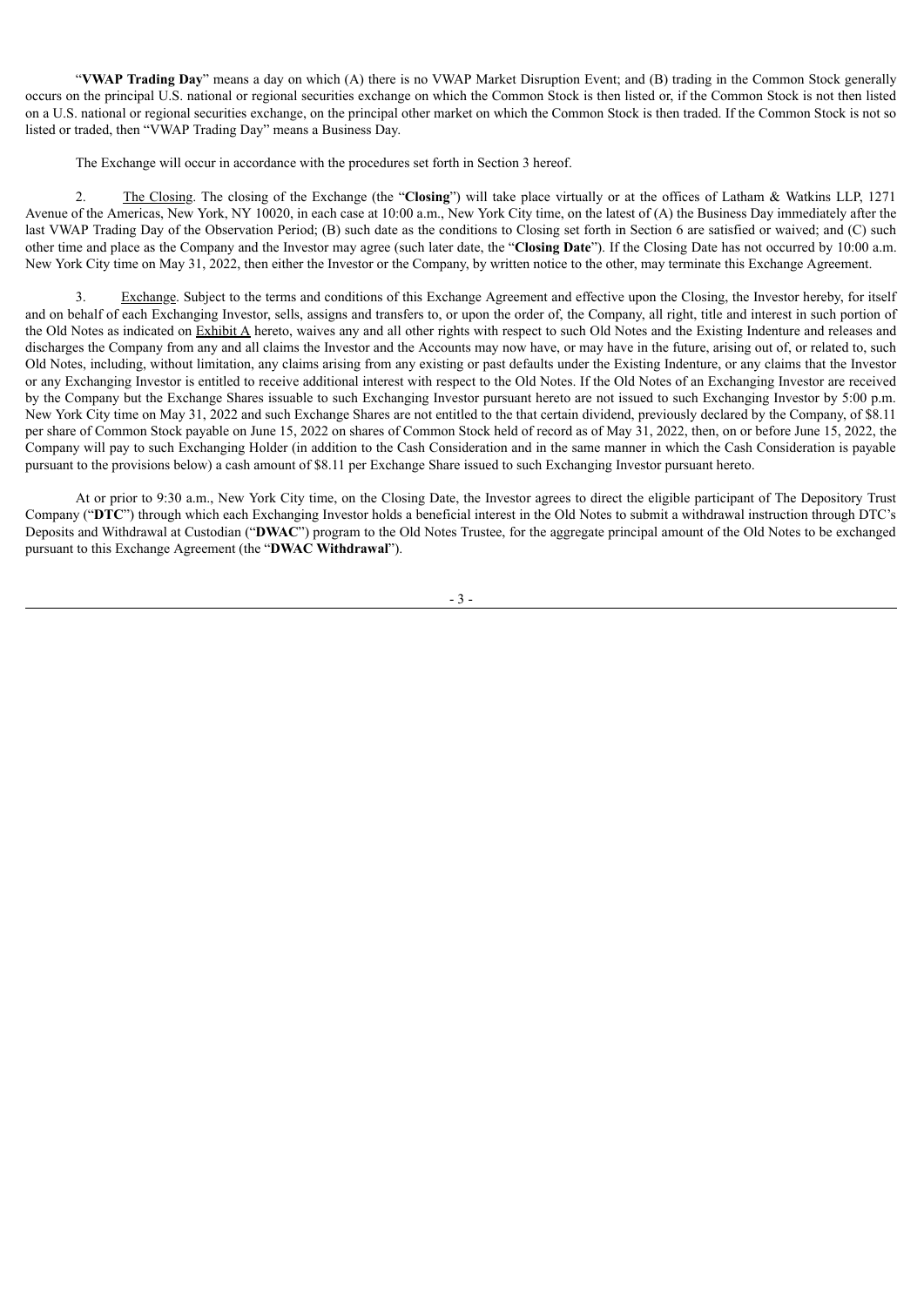"**VWAP Trading Day**" means a day on which (A) there is no VWAP Market Disruption Event; and (B) trading in the Common Stock generally occurs on the principal U.S. national or regional securities exchange on which the Common Stock is then listed or, if the Common Stock is not then listed on a U.S. national or regional securities exchange, on the principal other market on which the Common Stock is then traded. If the Common Stock is not so listed or traded, then "VWAP Trading Day" means a Business Day.

The Exchange will occur in accordance with the procedures set forth in Section 3 hereof.

2. The Closing. The closing of the Exchange (the "**Closing**") will take place virtually or at the offices of Latham & Watkins LLP, 1271 Avenue of the Americas, New York, NY 10020, in each case at 10:00 a.m., New York City time, on the latest of (A) the Business Day immediately after the last VWAP Trading Day of the Observation Period; (B) such date as the conditions to Closing set forth in Section 6 are satisfied or waived; and (C) such other time and place as the Company and the Investor may agree (such later date, the "**Closing Date**"). If the Closing Date has not occurred by 10:00 a.m. New York City time on May 31, 2022, then either the Investor or the Company, by written notice to the other, may terminate this Exchange Agreement.

3. Exchange. Subject to the terms and conditions of this Exchange Agreement and effective upon the Closing, the Investor hereby, for itself and on behalf of each Exchanging Investor, sells, assigns and transfers to, or upon the order of, the Company, all right, title and interest in such portion of the Old Notes as indicated on Exhibit A hereto, waives any and all other rights with respect to such Old Notes and the Existing Indenture and releases and discharges the Company from any and all claims the Investor and the Accounts may now have, or may have in the future, arising out of, or related to, such Old Notes, including, without limitation, any claims arising from any existing or past defaults under the Existing Indenture, or any claims that the Investor or any Exchanging Investor is entitled to receive additional interest with respect to the Old Notes. If the Old Notes of an Exchanging Investor are received by the Company but the Exchange Shares issuable to such Exchanging Investor pursuant hereto are not issued to such Exchanging Investor by 5:00 p.m. New York City time on May 31, 2022 and such Exchange Shares are not entitled to the that certain dividend, previously declared by the Company, of $8.11 per share of Common Stock payable on June 15, 2022 on shares of Common Stock held of record as of May 31, 2022, then, on or before June 15, 2022, the Company will pay to such Exchanging Holder (in addition to the Cash Consideration and in the same manner in which the Cash Consideration is payable pursuant to the provisions below) a cash amount of $8.11 per Exchange Share issued to such Exchanging Investor pursuant hereto.

At or prior to 9:30 a.m., New York City time, on the Closing Date, the Investor agrees to direct the eligible participant of The Depository Trust Company ("**DTC**") through which each Exchanging Investor holds a beneficial interest in the Old Notes to submit a withdrawal instruction through DTC's Deposits and Withdrawal at Custodian ("**DWAC**") program to the Old Notes Trustee, for the aggregate principal amount of the Old Notes to be exchanged pursuant to this Exchange Agreement (the "**DWAC Withdrawal**").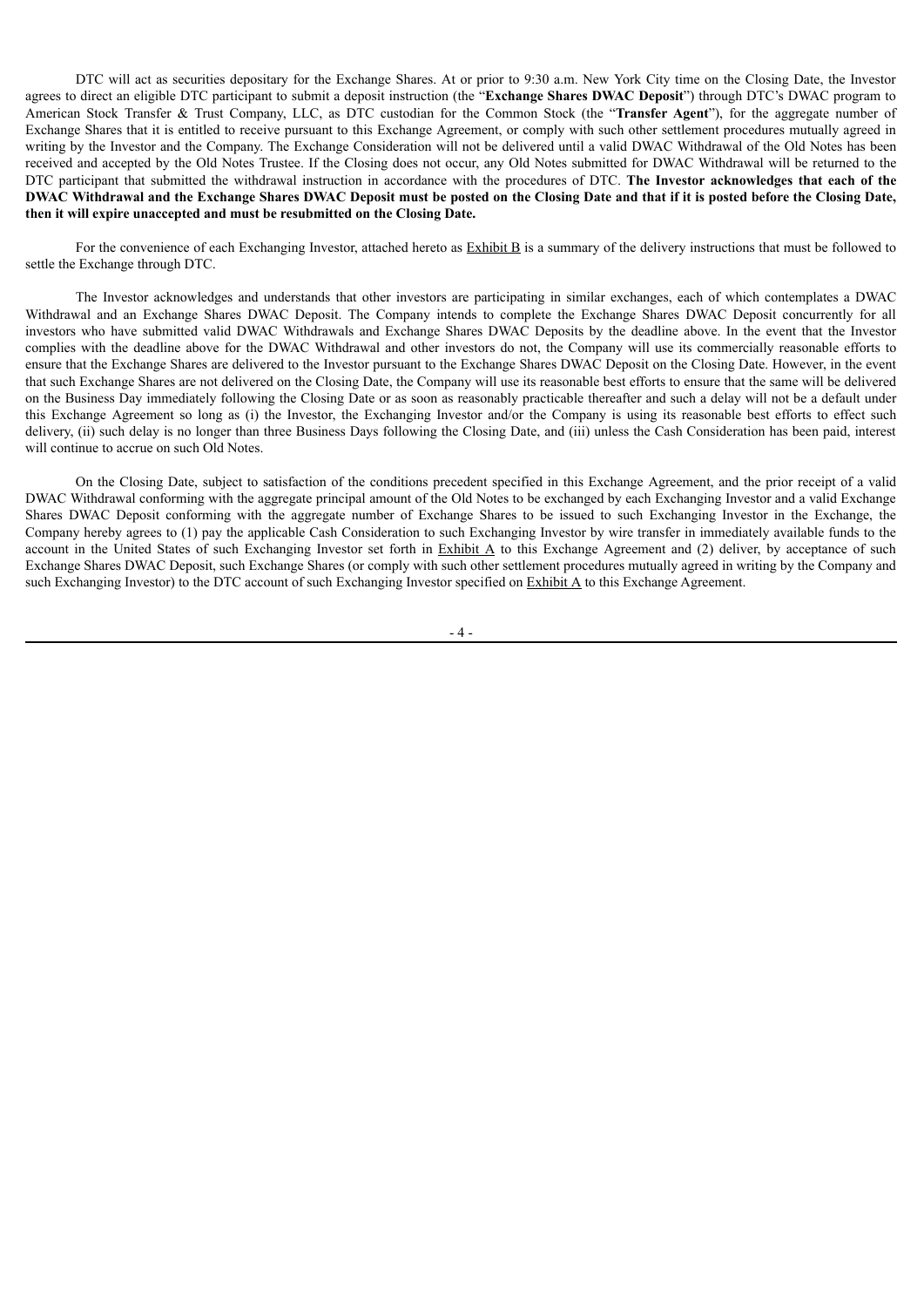DTC will act as securities depositary for the Exchange Shares. At or prior to 9:30 a.m. New York City time on the Closing Date, the Investor agrees to direct an eligible DTC participant to submit a deposit instruction (the "**Exchange Shares DWAC Deposit**") through DTC's DWAC program to American Stock Transfer & Trust Company, LLC, as DTC custodian for the Common Stock (the "**Transfer Agent**"), for the aggregate number of Exchange Shares that it is entitled to receive pursuant to this Exchange Agreement, or comply with such other settlement procedures mutually agreed in writing by the Investor and the Company. The Exchange Consideration will not be delivered until a valid DWAC Withdrawal of the Old Notes has been received and accepted by the Old Notes Trustee. If the Closing does not occur, any Old Notes submitted for DWAC Withdrawal will be returned to the DTC participant that submitted the withdrawal instruction in accordance with the procedures of DTC. **The Investor acknowledges that each of the DWAC Withdrawal and the Exchange Shares DWAC Deposit must be posted on the Closing Date and that if it is posted before the Closing Date, then it will expire unaccepted and must be resubmitted on the Closing Date.**

For the convenience of each Exchanging Investor, attached hereto as Exhibit B is a summary of the delivery instructions that must be followed to settle the Exchange through DTC.

The Investor acknowledges and understands that other investors are participating in similar exchanges, each of which contemplates a DWAC Withdrawal and an Exchange Shares DWAC Deposit. The Company intends to complete the Exchange Shares DWAC Deposit concurrently for all investors who have submitted valid DWAC Withdrawals and Exchange Shares DWAC Deposits by the deadline above. In the event that the Investor complies with the deadline above for the DWAC Withdrawal and other investors do not, the Company will use its commercially reasonable efforts to ensure that the Exchange Shares are delivered to the Investor pursuant to the Exchange Shares DWAC Deposit on the Closing Date. However, in the event that such Exchange Shares are not delivered on the Closing Date, the Company will use its reasonable best efforts to ensure that the same will be delivered on the Business Day immediately following the Closing Date or as soon as reasonably practicable thereafter and such a delay will not be a default under this Exchange Agreement so long as (i) the Investor, the Exchanging Investor and/or the Company is using its reasonable best efforts to effect such delivery, (ii) such delay is no longer than three Business Days following the Closing Date, and (iii) unless the Cash Consideration has been paid, interest will continue to accrue on such Old Notes.

On the Closing Date, subject to satisfaction of the conditions precedent specified in this Exchange Agreement, and the prior receipt of a valid DWAC Withdrawal conforming with the aggregate principal amount of the Old Notes to be exchanged by each Exchanging Investor and a valid Exchange Shares DWAC Deposit conforming with the aggregate number of Exchange Shares to be issued to such Exchanging Investor in the Exchange, the Company hereby agrees to (1) pay the applicable Cash Consideration to such Exchanging Investor by wire transfer in immediately available funds to the account in the United States of such Exchanging Investor set forth in Exhibit A to this Exchange Agreement and (2) deliver, by acceptance of such Exchange Shares DWAC Deposit, such Exchange Shares (or comply with such other settlement procedures mutually agreed in writing by the Company and such Exchanging Investor) to the DTC account of such Exchanging Investor specified on Exhibit A to this Exchange Agreement.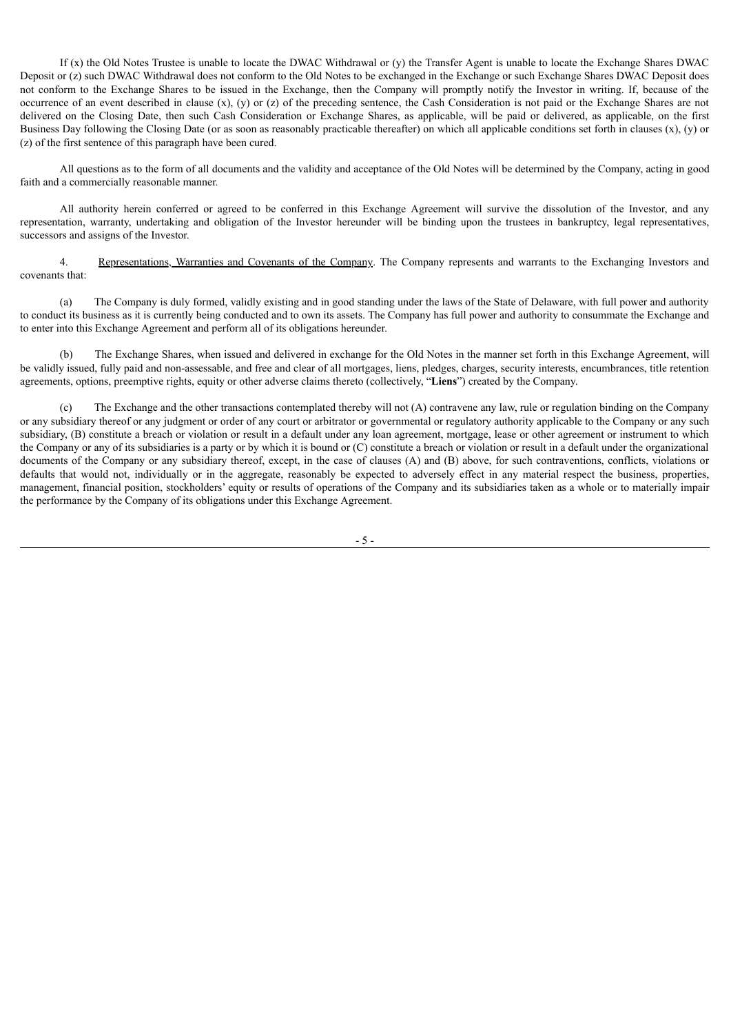If (x) the Old Notes Trustee is unable to locate the DWAC Withdrawal or (y) the Transfer Agent is unable to locate the Exchange Shares DWAC Deposit or (z) such DWAC Withdrawal does not conform to the Old Notes to be exchanged in the Exchange or such Exchange Shares DWAC Deposit does not conform to the Exchange Shares to be issued in the Exchange, then the Company will promptly notify the Investor in writing. If, because of the occurrence of an event described in clause (x), (y) or (z) of the preceding sentence, the Cash Consideration is not paid or the Exchange Shares are not delivered on the Closing Date, then such Cash Consideration or Exchange Shares, as applicable, will be paid or delivered, as applicable, on the first Business Day following the Closing Date (or as soon as reasonably practicable thereafter) on which all applicable conditions set forth in clauses (x), (y) or (z) of the first sentence of this paragraph have been cured.

All questions as to the form of all documents and the validity and acceptance of the Old Notes will be determined by the Company, acting in good faith and a commercially reasonable manner.

All authority herein conferred or agreed to be conferred in this Exchange Agreement will survive the dissolution of the Investor, and any representation, warranty, undertaking and obligation of the Investor hereunder will be binding upon the trustees in bankruptcy, legal representatives, successors and assigns of the Investor.

4. Representations, Warranties and Covenants of the Company. The Company represents and warrants to the Exchanging Investors and covenants that:

(a) The Company is duly formed, validly existing and in good standing under the laws of the State of Delaware, with full power and authority to conduct its business as it is currently being conducted and to own its assets. The Company has full power and authority to consummate the Exchange and to enter into this Exchange Agreement and perform all of its obligations hereunder.

(b) The Exchange Shares, when issued and delivered in exchange for the Old Notes in the manner set forth in this Exchange Agreement, will be validly issued, fully paid and non-assessable, and free and clear of all mortgages, liens, pledges, charges, security interests, encumbrances, title retention agreements, options, preemptive rights, equity or other adverse claims thereto (collectively, "**Liens**") created by the Company.

(c) The Exchange and the other transactions contemplated thereby will not (A) contravene any law, rule or regulation binding on the Company or any subsidiary thereof or any judgment or order of any court or arbitrator or governmental or regulatory authority applicable to the Company or any such subsidiary, (B) constitute a breach or violation or result in a default under any loan agreement, mortgage, lease or other agreement or instrument to which the Company or any of its subsidiaries is a party or by which it is bound or (C) constitute a breach or violation or result in a default under the organizational documents of the Company or any subsidiary thereof, except, in the case of clauses (A) and (B) above, for such contraventions, conflicts, violations or defaults that would not, individually or in the aggregate, reasonably be expected to adversely effect in any material respect the business, properties, management, financial position, stockholders' equity or results of operations of the Company and its subsidiaries taken as a whole or to materially impair the performance by the Company of its obligations under this Exchange Agreement.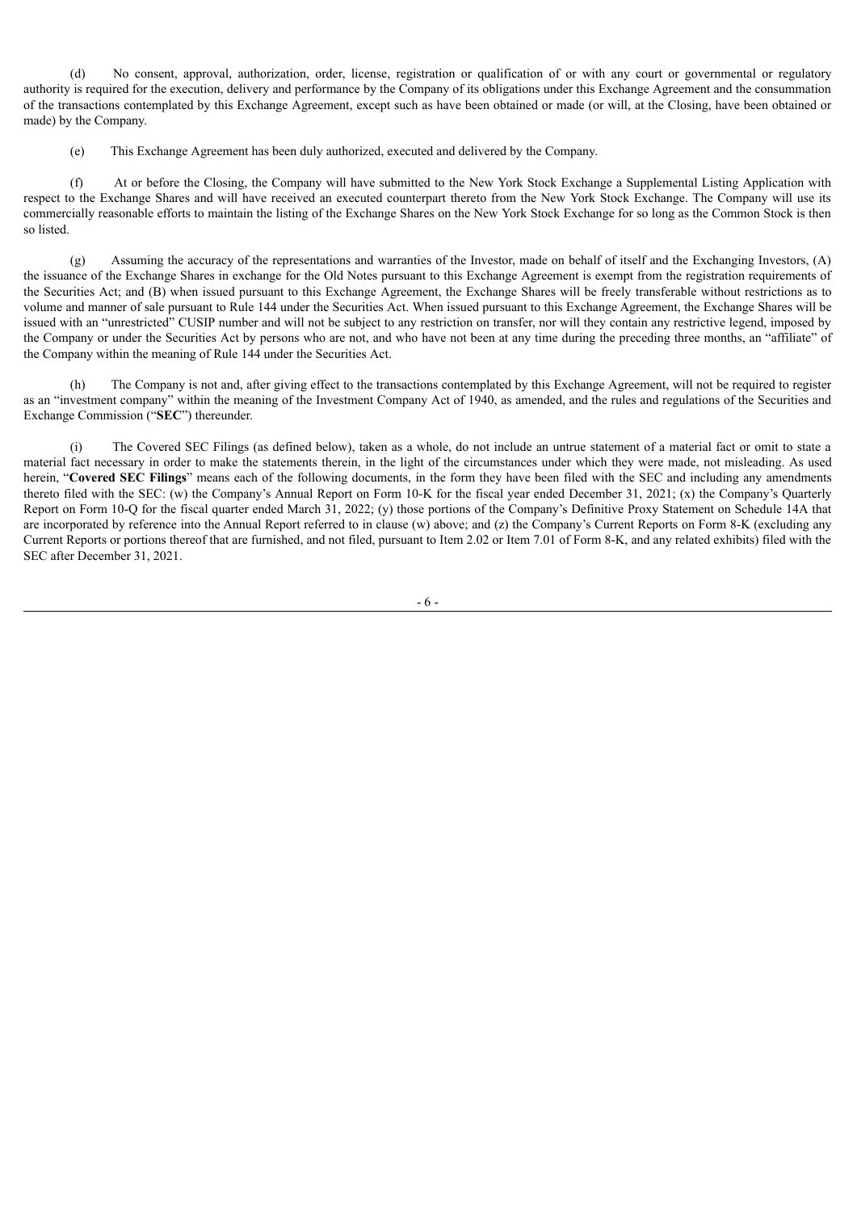(d) No consent, approval, authorization, order, license, registration or qualification of or with any court or governmental or regulatory authority is required for the execution, delivery and performance by the Company of its obligations under this Exchange Agreement and the consummation of the transactions contemplated by this Exchange Agreement, except such as have been obtained or made (or will, at the Closing, have been obtained or made) by the Company.

(e) This Exchange Agreement has been duly authorized, executed and delivered by the Company.

(f) At or before the Closing, the Company will have submitted to the New York Stock Exchange a Supplemental Listing Application with respect to the Exchange Shares and will have received an executed counterpart thereto from the New York Stock Exchange. The Company will use its commercially reasonable efforts to maintain the listing of the Exchange Shares on the New York Stock Exchange for so long as the Common Stock is then so listed.

(g) Assuming the accuracy of the representations and warranties of the Investor, made on behalf of itself and the Exchanging Investors, (A) the issuance of the Exchange Shares in exchange for the Old Notes pursuant to this Exchange Agreement is exempt from the registration requirements of the Securities Act; and (B) when issued pursuant to this Exchange Agreement, the Exchange Shares will be freely transferable without restrictions as to volume and manner of sale pursuant to Rule 144 under the Securities Act. When issued pursuant to this Exchange Agreement, the Exchange Shares will be issued with an "unrestricted" CUSIP number and will not be subject to any restriction on transfer, nor will they contain any restrictive legend, imposed by the Company or under the Securities Act by persons who are not, and who have not been at any time during the preceding three months, an "affiliate" of the Company within the meaning of Rule 144 under the Securities Act.

(h) The Company is not and, after giving effect to the transactions contemplated by this Exchange Agreement, will not be required to register as an "investment company" within the meaning of the Investment Company Act of 1940, as amended, and the rules and regulations of the Securities and Exchange Commission ("**SEC**") thereunder.

(i) The Covered SEC Filings (as defined below), taken as a whole, do not include an untrue statement of a material fact or omit to state a material fact necessary in order to make the statements therein, in the light of the circumstances under which they were made, not misleading. As used herein, "**Covered SEC Filings**" means each of the following documents, in the form they have been filed with the SEC and including any amendments thereto filed with the SEC: (w) the Company's Annual Report on Form 10-K for the fiscal year ended December 31, 2021; (x) the Company's Quarterly Report on Form 10-Q for the fiscal quarter ended March 31, 2022; (y) those portions of the Company's Definitive Proxy Statement on Schedule 14A that are incorporated by reference into the Annual Report referred to in clause (w) above; and (z) the Company's Current Reports on Form 8-K (excluding any Current Reports or portions thereof that are furnished, and not filed, pursuant to Item 2.02 or Item 7.01 of Form 8-K, and any related exhibits) filed with the SEC after December 31, 2021.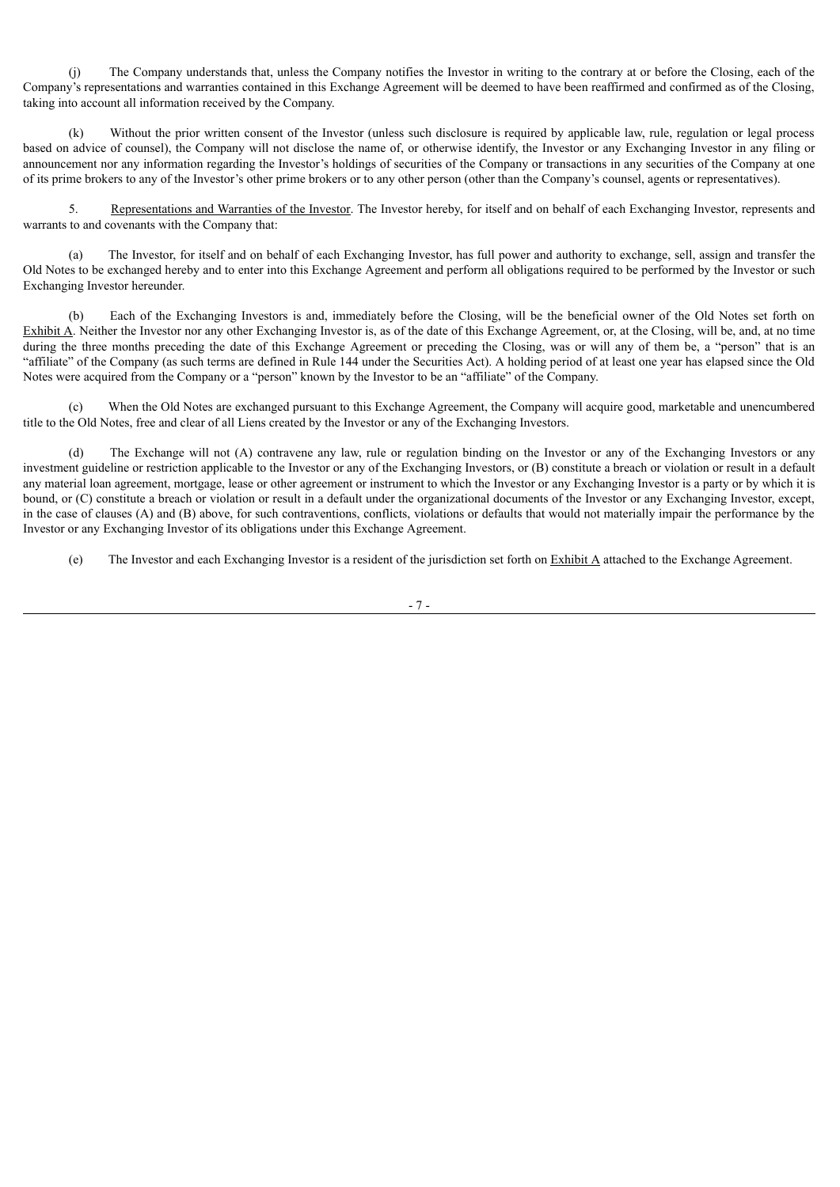(j) The Company understands that, unless the Company notifies the Investor in writing to the contrary at or before the Closing, each of the Company's representations and warranties contained in this Exchange Agreement will be deemed to have been reaffirmed and confirmed as of the Closing, taking into account all information received by the Company.

(k) Without the prior written consent of the Investor (unless such disclosure is required by applicable law, rule, regulation or legal process based on advice of counsel), the Company will not disclose the name of, or otherwise identify, the Investor or any Exchanging Investor in any filing or announcement nor any information regarding the Investor's holdings of securities of the Company or transactions in any securities of the Company at one of its prime brokers to any of the Investor's other prime brokers or to any other person (other than the Company's counsel, agents or representatives).

5. Representations and Warranties of the Investor. The Investor hereby, for itself and on behalf of each Exchanging Investor, represents and warrants to and covenants with the Company that:

(a) The Investor, for itself and on behalf of each Exchanging Investor, has full power and authority to exchange, sell, assign and transfer the Old Notes to be exchanged hereby and to enter into this Exchange Agreement and perform all obligations required to be performed by the Investor or such Exchanging Investor hereunder.

(b) Each of the Exchanging Investors is and, immediately before the Closing, will be the beneficial owner of the Old Notes set forth on Exhibit A. Neither the Investor nor any other Exchanging Investor is, as of the date of this Exchange Agreement, or, at the Closing, will be, and, at no time during the three months preceding the date of this Exchange Agreement or preceding the Closing, was or will any of them be, a "person" that is an "affiliate" of the Company (as such terms are defined in Rule 144 under the Securities Act). A holding period of at least one year has elapsed since the Old Notes were acquired from the Company or a "person" known by the Investor to be an "affiliate" of the Company.

(c) When the Old Notes are exchanged pursuant to this Exchange Agreement, the Company will acquire good, marketable and unencumbered title to the Old Notes, free and clear of all Liens created by the Investor or any of the Exchanging Investors.

(d) The Exchange will not (A) contravene any law, rule or regulation binding on the Investor or any of the Exchanging Investors or any investment guideline or restriction applicable to the Investor or any of the Exchanging Investors, or (B) constitute a breach or violation or result in a default under any material loan agreement, mortgage, lease or other agreement or instrument to which the Investor or any Exchanging Investor is a party or by which it is bound, or (C) constitute a breach or violation or result in a default under the organizational documents of the Investor or any Exchanging Investor, except, in the case of clauses (A) and (B) above, for such contraventions, conflicts, violations or defaults that would not materially impair the performance by the Investor or any Exchanging Investor of its obligations under this Exchange Agreement.

(e) The Investor and each Exchanging Investor is a resident of the jurisdiction set forth on Exhibit A attached to the Exchange Agreement.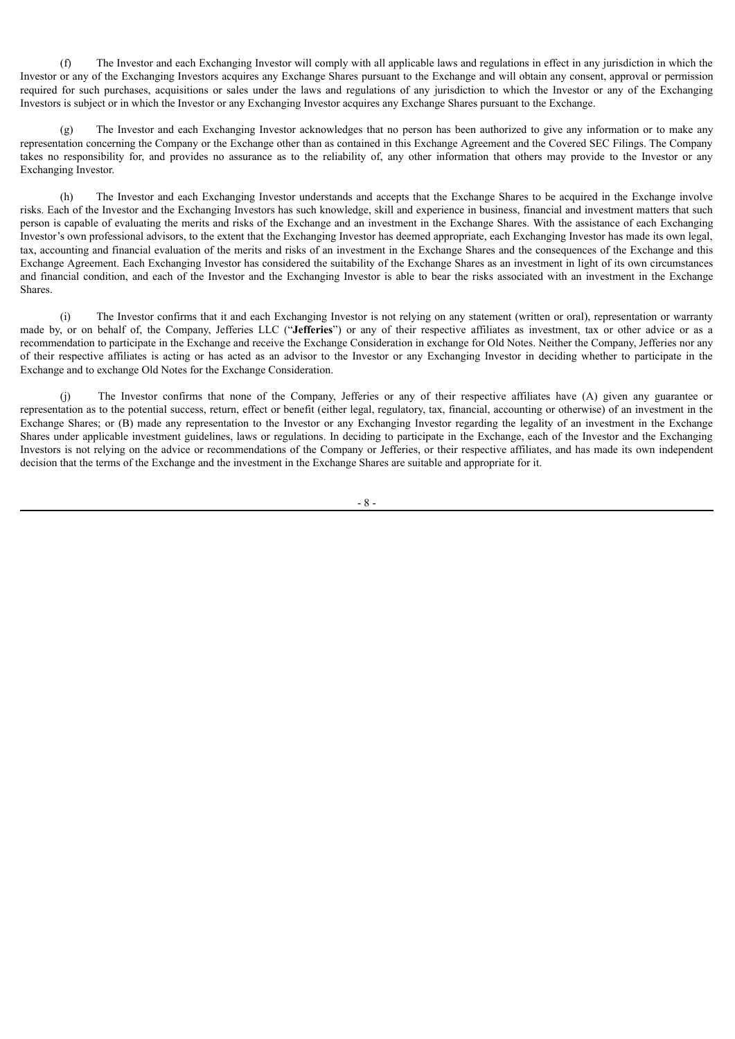(f) The Investor and each Exchanging Investor will comply with all applicable laws and regulations in effect in any jurisdiction in which the Investor or any of the Exchanging Investors acquires any Exchange Shares pursuant to the Exchange and will obtain any consent, approval or permission required for such purchases, acquisitions or sales under the laws and regulations of any jurisdiction to which the Investor or any of the Exchanging Investors is subject or in which the Investor or any Exchanging Investor acquires any Exchange Shares pursuant to the Exchange.

(g) The Investor and each Exchanging Investor acknowledges that no person has been authorized to give any information or to make any representation concerning the Company or the Exchange other than as contained in this Exchange Agreement and the Covered SEC Filings. The Company takes no responsibility for, and provides no assurance as to the reliability of, any other information that others may provide to the Investor or any Exchanging Investor.

(h) The Investor and each Exchanging Investor understands and accepts that the Exchange Shares to be acquired in the Exchange involve risks. Each of the Investor and the Exchanging Investors has such knowledge, skill and experience in business, financial and investment matters that such person is capable of evaluating the merits and risks of the Exchange and an investment in the Exchange Shares. With the assistance of each Exchanging Investor's own professional advisors, to the extent that the Exchanging Investor has deemed appropriate, each Exchanging Investor has made its own legal, tax, accounting and financial evaluation of the merits and risks of an investment in the Exchange Shares and the consequences of the Exchange and this Exchange Agreement. Each Exchanging Investor has considered the suitability of the Exchange Shares as an investment in light of its own circumstances and financial condition, and each of the Investor and the Exchanging Investor is able to bear the risks associated with an investment in the Exchange Shares.

(i) The Investor confirms that it and each Exchanging Investor is not relying on any statement (written or oral), representation or warranty made by, or on behalf of, the Company, Jefferies LLC ("**Jefferies**") or any of their respective affiliates as investment, tax or other advice or as a recommendation to participate in the Exchange and receive the Exchange Consideration in exchange for Old Notes. Neither the Company, Jefferies nor any of their respective affiliates is acting or has acted as an advisor to the Investor or any Exchanging Investor in deciding whether to participate in the Exchange and to exchange Old Notes for the Exchange Consideration.

(j) The Investor confirms that none of the Company, Jefferies or any of their respective affiliates have (A) given any guarantee or representation as to the potential success, return, effect or benefit (either legal, regulatory, tax, financial, accounting or otherwise) of an investment in the Exchange Shares; or (B) made any representation to the Investor or any Exchanging Investor regarding the legality of an investment in the Exchange Shares under applicable investment guidelines, laws or regulations. In deciding to participate in the Exchange, each of the Investor and the Exchanging Investors is not relying on the advice or recommendations of the Company or Jefferies, or their respective affiliates, and has made its own independent decision that the terms of the Exchange and the investment in the Exchange Shares are suitable and appropriate for it.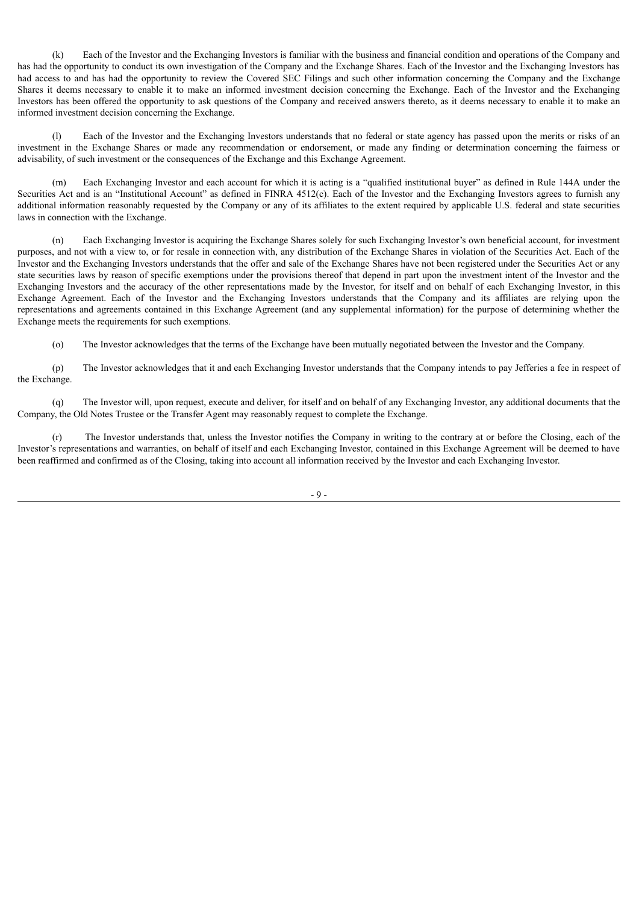(k) Each of the Investor and the Exchanging Investors is familiar with the business and financial condition and operations of the Company and has had the opportunity to conduct its own investigation of the Company and the Exchange Shares. Each of the Investor and the Exchanging Investors has had access to and has had the opportunity to review the Covered SEC Filings and such other information concerning the Company and the Exchange Shares it deems necessary to enable it to make an informed investment decision concerning the Exchange. Each of the Investor and the Exchanging Investors has been offered the opportunity to ask questions of the Company and received answers thereto, as it deems necessary to enable it to make an informed investment decision concerning the Exchange.

(l) Each of the Investor and the Exchanging Investors understands that no federal or state agency has passed upon the merits or risks of an investment in the Exchange Shares or made any recommendation or endorsement, or made any finding or determination concerning the fairness or advisability, of such investment or the consequences of the Exchange and this Exchange Agreement.

(m) Each Exchanging Investor and each account for which it is acting is a "qualified institutional buyer" as defined in Rule 144A under the Securities Act and is an "Institutional Account" as defined in FINRA 4512(c). Each of the Investor and the Exchanging Investors agrees to furnish any additional information reasonably requested by the Company or any of its affiliates to the extent required by applicable U.S. federal and state securities laws in connection with the Exchange.

(n) Each Exchanging Investor is acquiring the Exchange Shares solely for such Exchanging Investor's own beneficial account, for investment purposes, and not with a view to, or for resale in connection with, any distribution of the Exchange Shares in violation of the Securities Act. Each of the Investor and the Exchanging Investors understands that the offer and sale of the Exchange Shares have not been registered under the Securities Act or any state securities laws by reason of specific exemptions under the provisions thereof that depend in part upon the investment intent of the Investor and the Exchanging Investors and the accuracy of the other representations made by the Investor, for itself and on behalf of each Exchanging Investor, in this Exchange Agreement. Each of the Investor and the Exchanging Investors understands that the Company and its affiliates are relying upon the representations and agreements contained in this Exchange Agreement (and any supplemental information) for the purpose of determining whether the Exchange meets the requirements for such exemptions.

(o) The Investor acknowledges that the terms of the Exchange have been mutually negotiated between the Investor and the Company.

(p) The Investor acknowledges that it and each Exchanging Investor understands that the Company intends to pay Jefferies a fee in respect of the Exchange.

(q) The Investor will, upon request, execute and deliver, for itself and on behalf of any Exchanging Investor, any additional documents that the Company, the Old Notes Trustee or the Transfer Agent may reasonably request to complete the Exchange.

(r) The Investor understands that, unless the Investor notifies the Company in writing to the contrary at or before the Closing, each of the Investor's representations and warranties, on behalf of itself and each Exchanging Investor, contained in this Exchange Agreement will be deemed to have been reaffirmed and confirmed as of the Closing, taking into account all information received by the Investor and each Exchanging Investor.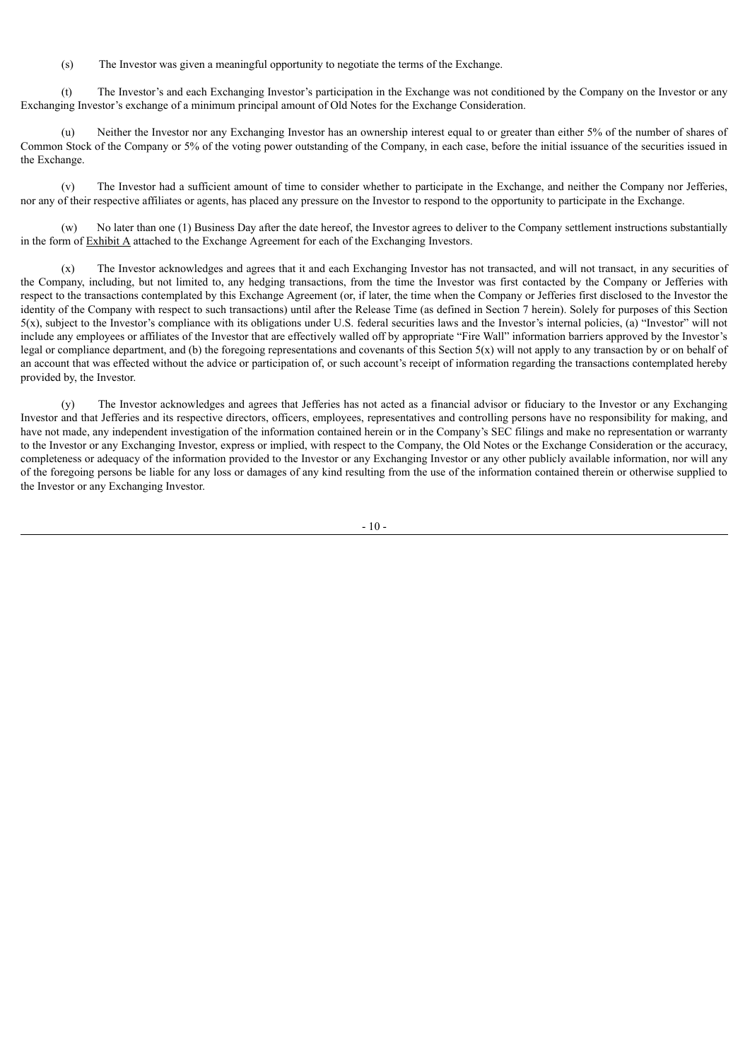(s) The Investor was given a meaningful opportunity to negotiate the terms of the Exchange.

(t) The Investor's and each Exchanging Investor's participation in the Exchange was not conditioned by the Company on the Investor or any Exchanging Investor's exchange of a minimum principal amount of Old Notes for the Exchange Consideration.

(u) Neither the Investor nor any Exchanging Investor has an ownership interest equal to or greater than either 5% of the number of shares of Common Stock of the Company or 5% of the voting power outstanding of the Company, in each case, before the initial issuance of the securities issued in the Exchange.

(v) The Investor had a sufficient amount of time to consider whether to participate in the Exchange, and neither the Company nor Jefferies, nor any of their respective affiliates or agents, has placed any pressure on the Investor to respond to the opportunity to participate in the Exchange.

(w) No later than one (1) Business Day after the date hereof, the Investor agrees to deliver to the Company settlement instructions substantially in the form of Exhibit A attached to the Exchange Agreement for each of the Exchanging Investors.

(x) The Investor acknowledges and agrees that it and each Exchanging Investor has not transacted, and will not transact, in any securities of the Company, including, but not limited to, any hedging transactions, from the time the Investor was first contacted by the Company or Jefferies with respect to the transactions contemplated by this Exchange Agreement (or, if later, the time when the Company or Jefferies first disclosed to the Investor the identity of the Company with respect to such transactions) until after the Release Time (as defined in Section 7 herein). Solely for purposes of this Section 5(x), subject to the Investor's compliance with its obligations under U.S. federal securities laws and the Investor's internal policies, (a) "Investor" will not include any employees or affiliates of the Investor that are effectively walled off by appropriate "Fire Wall" information barriers approved by the Investor's legal or compliance department, and (b) the foregoing representations and covenants of this Section 5(x) will not apply to any transaction by or on behalf of an account that was effected without the advice or participation of, or such account's receipt of information regarding the transactions contemplated hereby provided by, the Investor.

(y) The Investor acknowledges and agrees that Jefferies has not acted as a financial advisor or fiduciary to the Investor or any Exchanging Investor and that Jefferies and its respective directors, officers, employees, representatives and controlling persons have no responsibility for making, and have not made, any independent investigation of the information contained herein or in the Company's SEC filings and make no representation or warranty to the Investor or any Exchanging Investor, express or implied, with respect to the Company, the Old Notes or the Exchange Consideration or the accuracy, completeness or adequacy of the information provided to the Investor or any Exchanging Investor or any other publicly available information, nor will any of the foregoing persons be liable for any loss or damages of any kind resulting from the use of the information contained therein or otherwise supplied to the Investor or any Exchanging Investor.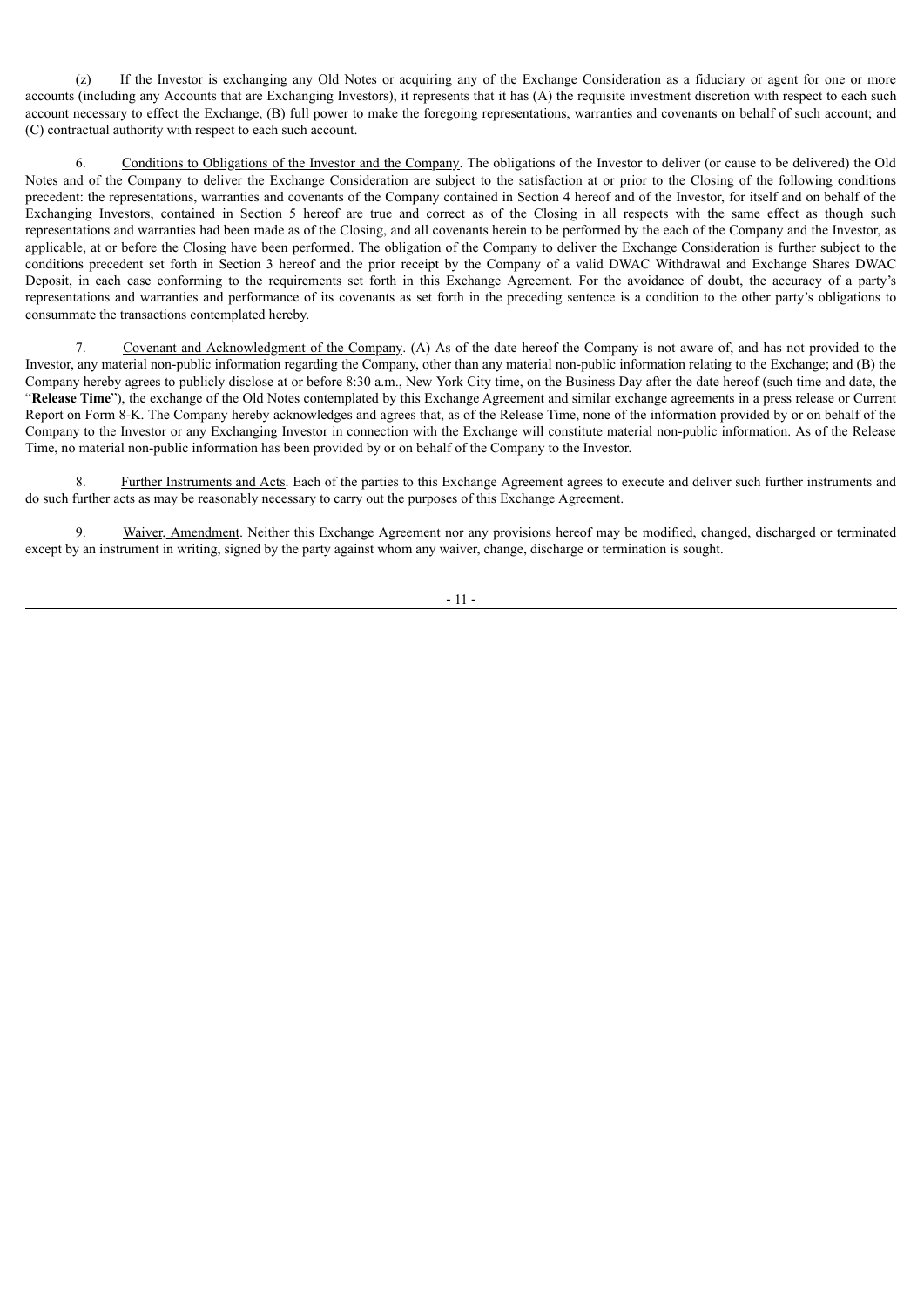(z) If the Investor is exchanging any Old Notes or acquiring any of the Exchange Consideration as a fiduciary or agent for one or more accounts (including any Accounts that are Exchanging Investors), it represents that it has (A) the requisite investment discretion with respect to each such account necessary to effect the Exchange, (B) full power to make the foregoing representations, warranties and covenants on behalf of such account; and (C) contractual authority with respect to each such account.

6. Conditions to Obligations of the Investor and the Company. The obligations of the Investor to deliver (or cause to be delivered) the Old Notes and of the Company to deliver the Exchange Consideration are subject to the satisfaction at or prior to the Closing of the following conditions precedent: the representations, warranties and covenants of the Company contained in Section 4 hereof and of the Investor, for itself and on behalf of the Exchanging Investors, contained in Section 5 hereof are true and correct as of the Closing in all respects with the same effect as though such representations and warranties had been made as of the Closing, and all covenants herein to be performed by the each of the Company and the Investor, as applicable, at or before the Closing have been performed. The obligation of the Company to deliver the Exchange Consideration is further subject to the conditions precedent set forth in Section 3 hereof and the prior receipt by the Company of a valid DWAC Withdrawal and Exchange Shares DWAC Deposit, in each case conforming to the requirements set forth in this Exchange Agreement. For the avoidance of doubt, the accuracy of a party's representations and warranties and performance of its covenants as set forth in the preceding sentence is a condition to the other party's obligations to consummate the transactions contemplated hereby.

7. Covenant and Acknowledgment of the Company. (A) As of the date hereof the Company is not aware of, and has not provided to the Investor, any material non-public information regarding the Company, other than any material non-public information relating to the Exchange; and (B) the Company hereby agrees to publicly disclose at or before 8:30 a.m., New York City time, on the Business Day after the date hereof (such time and date, the "**Release Time**"), the exchange of the Old Notes contemplated by this Exchange Agreement and similar exchange agreements in a press release or Current Report on Form 8-K. The Company hereby acknowledges and agrees that, as of the Release Time, none of the information provided by or on behalf of the Company to the Investor or any Exchanging Investor in connection with the Exchange will constitute material non-public information. As of the Release Time, no material non-public information has been provided by or on behalf of the Company to the Investor.

8. Further Instruments and Acts. Each of the parties to this Exchange Agreement agrees to execute and deliver such further instruments and do such further acts as may be reasonably necessary to carry out the purposes of this Exchange Agreement.

9. Waiver, Amendment. Neither this Exchange Agreement nor any provisions hereof may be modified, changed, discharged or terminated except by an instrument in writing, signed by the party against whom any waiver, change, discharge or termination is sought.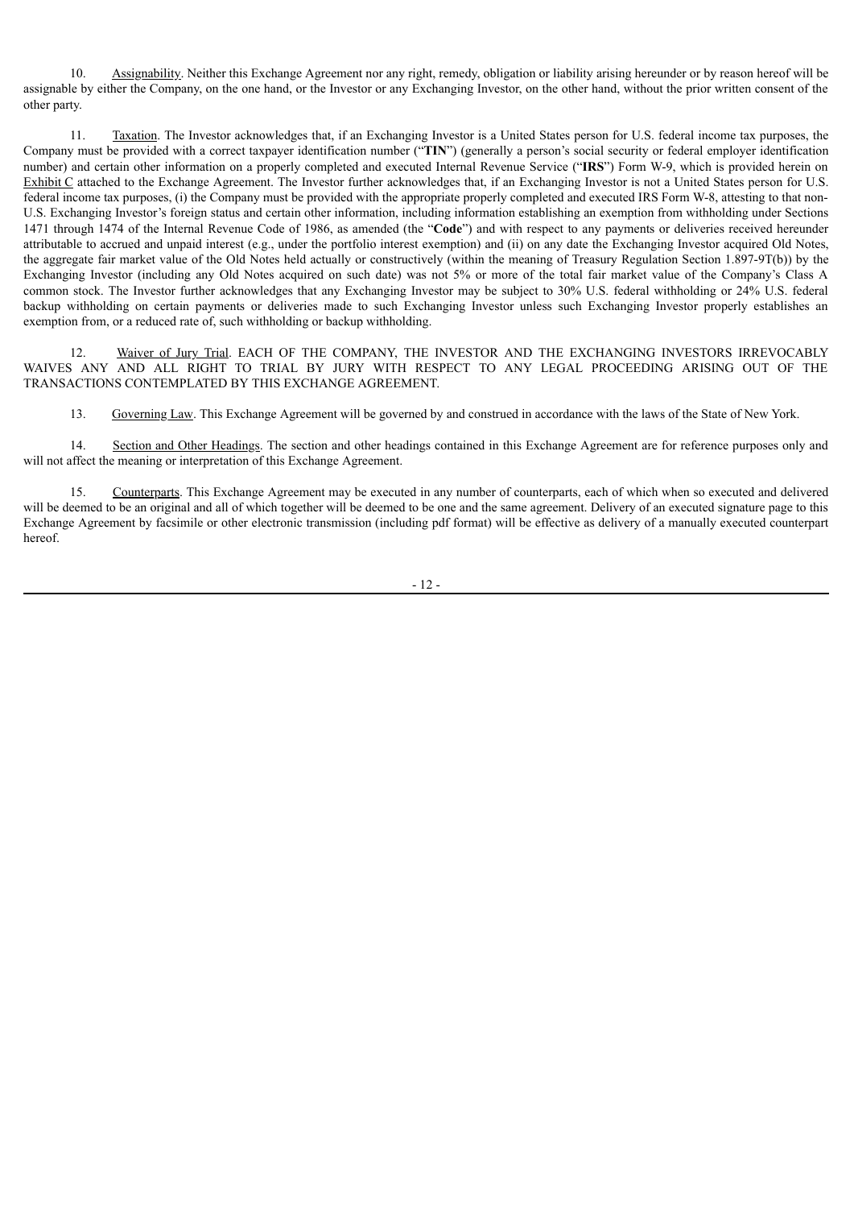10. Assignability. Neither this Exchange Agreement nor any right, remedy, obligation or liability arising hereunder or by reason hereof will be assignable by either the Company, on the one hand, or the Investor or any Exchanging Investor, on the other hand, without the prior written consent of the other party.

11. Taxation. The Investor acknowledges that, if an Exchanging Investor is a United States person for U.S. federal income tax purposes, the Company must be provided with a correct taxpayer identification number ("**TIN**") (generally a person's social security or federal employer identification number) and certain other information on a properly completed and executed Internal Revenue Service ("**IRS**") Form W-9, which is provided herein on Exhibit C attached to the Exchange Agreement. The Investor further acknowledges that, if an Exchanging Investor is not a United States person for U.S. federal income tax purposes, (i) the Company must be provided with the appropriate properly completed and executed IRS Form W-8, attesting to that non-U.S. Exchanging Investor's foreign status and certain other information, including information establishing an exemption from withholding under Sections 1471 through 1474 of the Internal Revenue Code of 1986, as amended (the "**Code**") and with respect to any payments or deliveries received hereunder attributable to accrued and unpaid interest (e.g., under the portfolio interest exemption) and (ii) on any date the Exchanging Investor acquired Old Notes, the aggregate fair market value of the Old Notes held actually or constructively (within the meaning of Treasury Regulation Section 1.897-9T(b)) by the Exchanging Investor (including any Old Notes acquired on such date) was not 5% or more of the total fair market value of the Company's Class A common stock. The Investor further acknowledges that any Exchanging Investor may be subject to 30% U.S. federal withholding or 24% U.S. federal backup withholding on certain payments or deliveries made to such Exchanging Investor unless such Exchanging Investor properly establishes an exemption from, or a reduced rate of, such withholding or backup withholding.

12. Waiver of Jury Trial. EACH OF THE COMPANY, THE INVESTOR AND THE EXCHANGING INVESTORS IRREVOCABLY WAIVES ANY AND ALL RIGHT TO TRIAL BY JURY WITH RESPECT TO ANY LEGAL PROCEEDING ARISING OUT OF THE TRANSACTIONS CONTEMPLATED BY THIS EXCHANGE AGREEMENT.

13. Governing Law. This Exchange Agreement will be governed by and construed in accordance with the laws of the State of New York.

14. Section and Other Headings. The section and other headings contained in this Exchange Agreement are for reference purposes only and will not affect the meaning or interpretation of this Exchange Agreement.

15. Counterparts. This Exchange Agreement may be executed in any number of counterparts, each of which when so executed and delivered will be deemed to be an original and all of which together will be deemed to be one and the same agreement. Delivery of an executed signature page to this Exchange Agreement by facsimile or other electronic transmission (including pdf format) will be effective as delivery of a manually executed counterpart hereof.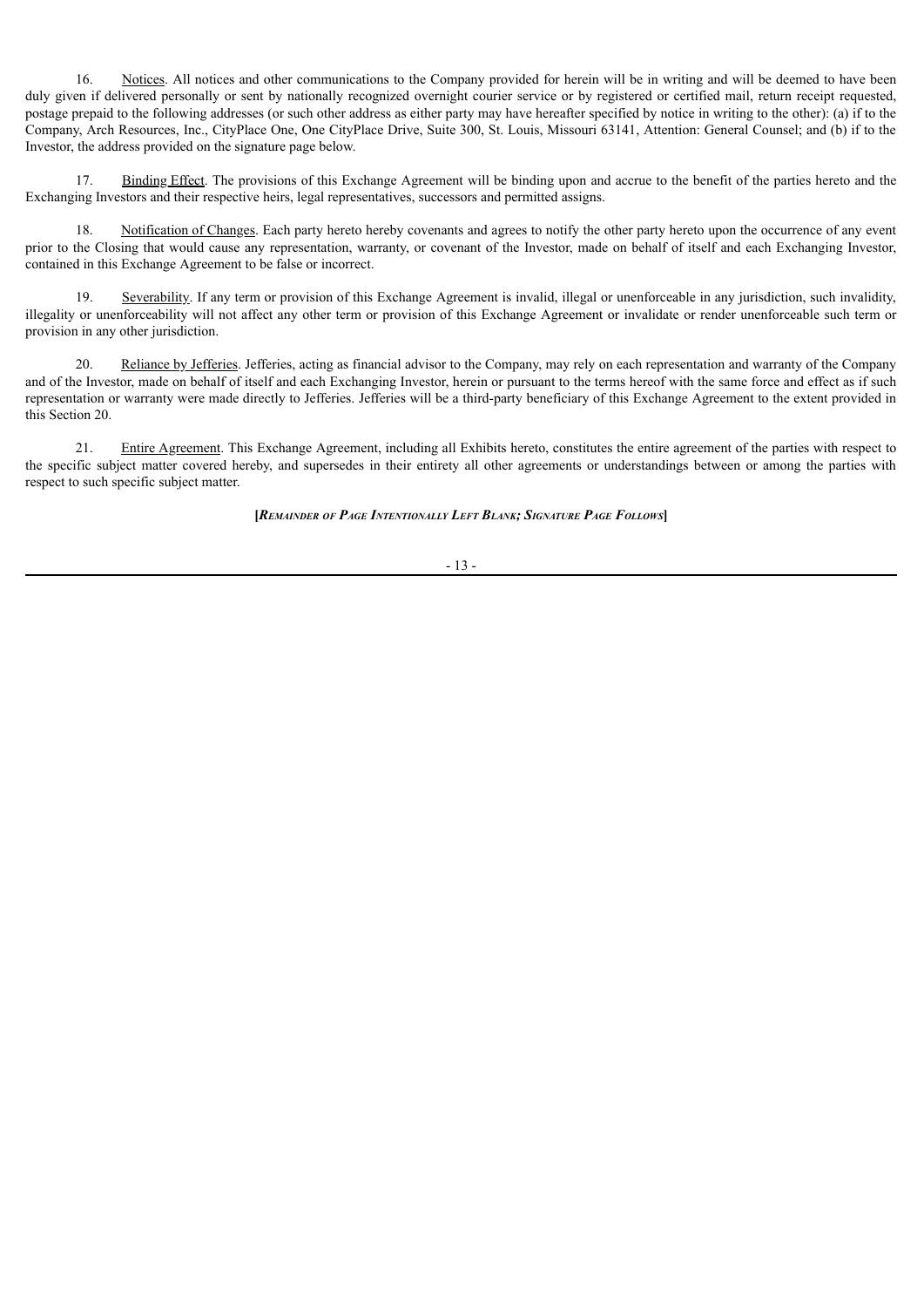16. Notices. All notices and other communications to the Company provided for herein will be in writing and will be deemed to have been duly given if delivered personally or sent by nationally recognized overnight courier service or by registered or certified mail, return receipt requested, postage prepaid to the following addresses (or such other address as either party may have hereafter specified by notice in writing to the other): (a) if to the Company, Arch Resources, Inc., CityPlace One, One CityPlace Drive, Suite 300, St. Louis, Missouri 63141, Attention: General Counsel; and (b) if to the Investor, the address provided on the signature page below.

17. Binding Effect. The provisions of this Exchange Agreement will be binding upon and accrue to the benefit of the parties hereto and the Exchanging Investors and their respective heirs, legal representatives, successors and permitted assigns.

18. Notification of Changes. Each party hereto hereby covenants and agrees to notify the other party hereto upon the occurrence of any event prior to the Closing that would cause any representation, warranty, or covenant of the Investor, made on behalf of itself and each Exchanging Investor, contained in this Exchange Agreement to be false or incorrect.

19. Severability. If any term or provision of this Exchange Agreement is invalid, illegal or unenforceable in any jurisdiction, such invalidity, illegality or unenforceability will not affect any other term or provision of this Exchange Agreement or invalidate or render unenforceable such term or provision in any other jurisdiction.

20. Reliance by Jefferies. Jefferies, acting as financial advisor to the Company, may rely on each representation and warranty of the Company and of the Investor, made on behalf of itself and each Exchanging Investor, herein or pursuant to the terms hereof with the same force and effect as if such representation or warranty were made directly to Jefferies. Jefferies will be a third-party beneficiary of this Exchange Agreement to the extent provided in this Section 20.

21. Entire Agreement. This Exchange Agreement, including all Exhibits hereto, constitutes the entire agreement of the parties with respect to the specific subject matter covered hereby, and supersedes in their entirety all other agreements or understandings between or among the parties with respect to such specific subject matter.

**[*Remainder of Page Intentionally Left Blank; Signature Page Follows*]**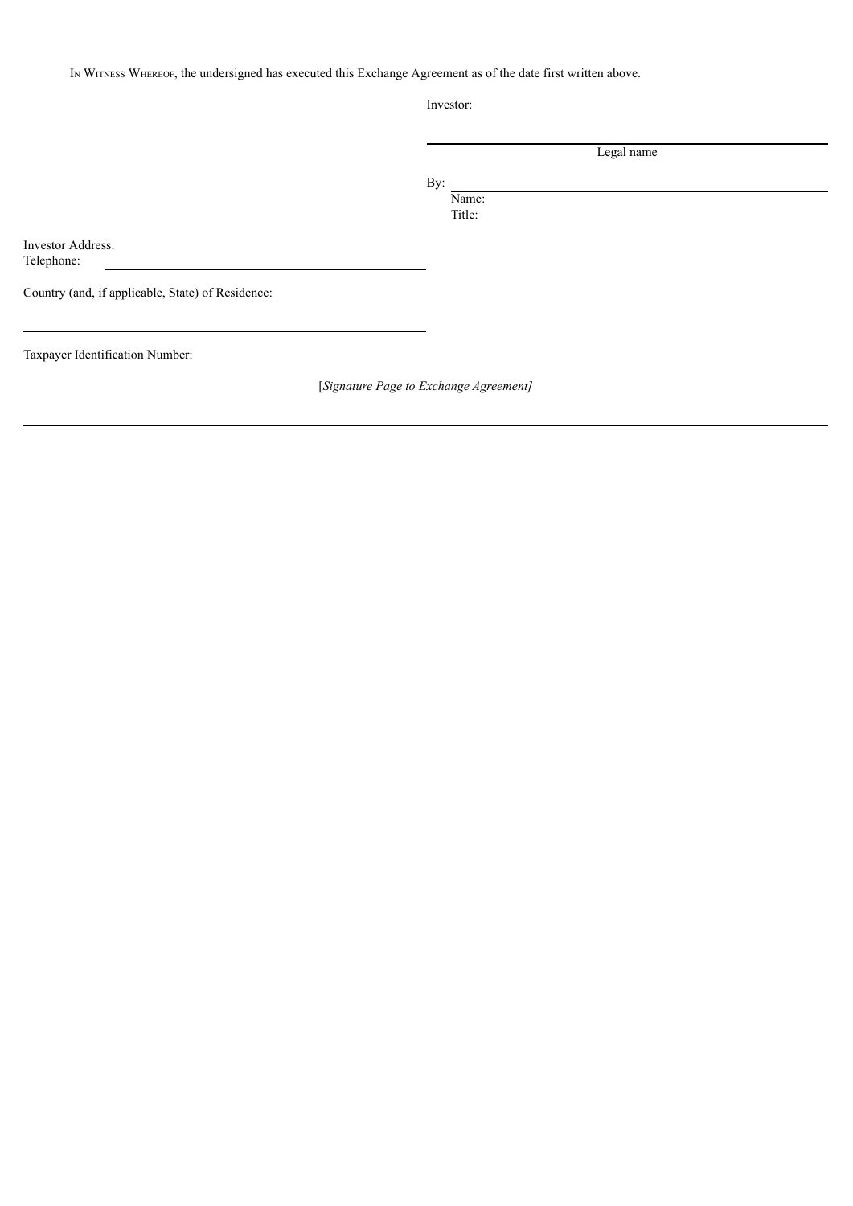In Witness Whereof, the undersigned has executed this Exchange Agreement as of the date first written above.

Investor:

\_\_\_\_\_\_\_\_\_\_\_\_\_\_\_\_\_\_\_\_\_\_\_\_\_\_\_\_\_\_\_\_\_\_\_\_\_\_\_\_

Legal name

By: \_\_\_\_\_\_\_\_\_\_\_\_\_\_\_\_\_\_\_\_\_\_\_\_\_\_\_\_\_\_\_\_\_\_\_\_\_\_\_\_

Name:

Title:

Investor Address:

Telephone: \_\_\_\_\_\_\_\_\_\_\_\_\_\_\_\_\_\_\_\_\_\_\_\_\_\_\_\_\_\_\_\_\_\_\_\_\_\_\_\_

Country (and, if applicable, State) of Residence:

\_\_\_\_\_\_\_\_\_\_\_\_\_\_\_\_\_\_\_\_\_\_\_\_\_\_\_\_\_\_\_\_\_\_\_\_\_\_\_\_

Taxpayer Identification Number:

[*Signature Page to Exchange Agreement]*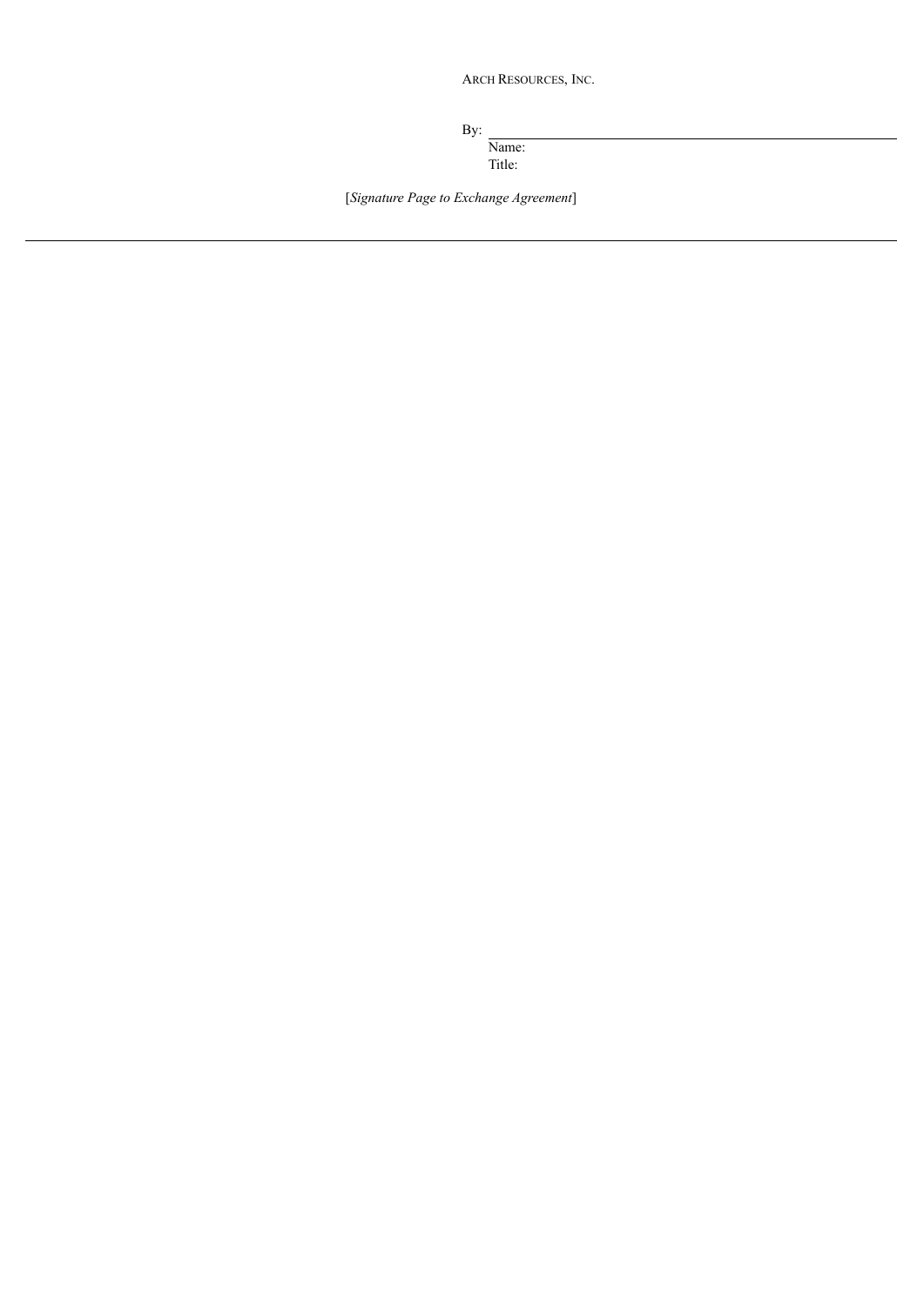ARCH RESOURCES, INC.

By: \_\_\_\_\_\_\_\_\_\_\_\_\_\_\_\_\_\_\_\_\_\_\_\_\_\_\_\_\_\_

Name:

Title:

[*Signature Page to Exchange Agreement*]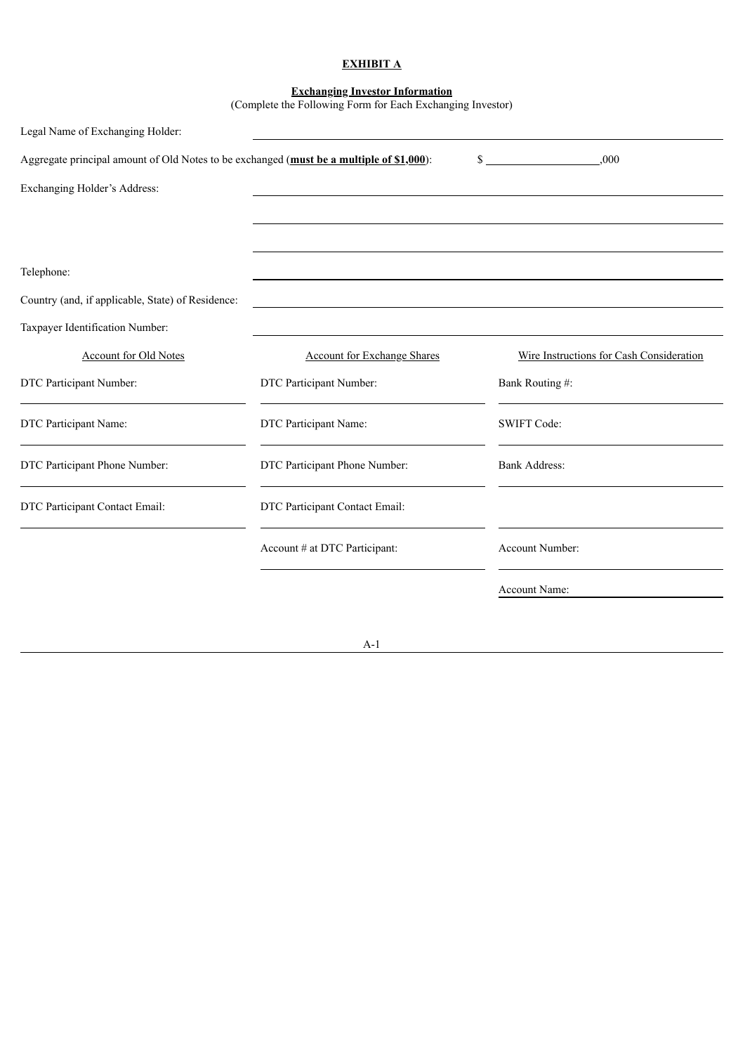**EXHIBIT A**

**Exchanging Investor Information**
(Complete the Following Form for Each Exchanging Investor)

Legal Name of Exchanging Holder: ______________________________

Aggregate principal amount of Old Notes to be exchanged (**must be a multiple of $1,000**): $ ____________,000

Exchanging Holder's Address: ______________________________

______________________________

______________________________

Telephone: ______________________________

Country (and, if applicable, State) of Residence: ______________________________

Taxpayer Identification Number: ______________________________

| Account for Old Notes | Account for Exchange Shares | Wire Instructions for Cash Consideration |
|---|---|---|
| DTC Participant Number: | DTC Participant Number: | Bank Routing #: |
| DTC Participant Name: | DTC Participant Name: | SWIFT Code: |
| DTC Participant Phone Number: | DTC Participant Phone Number: | Bank Address: |
| DTC Participant Contact Email: | DTC Participant Contact Email: | |
| | Account # at DTC Participant: | Account Number: |
| | | Account Name: |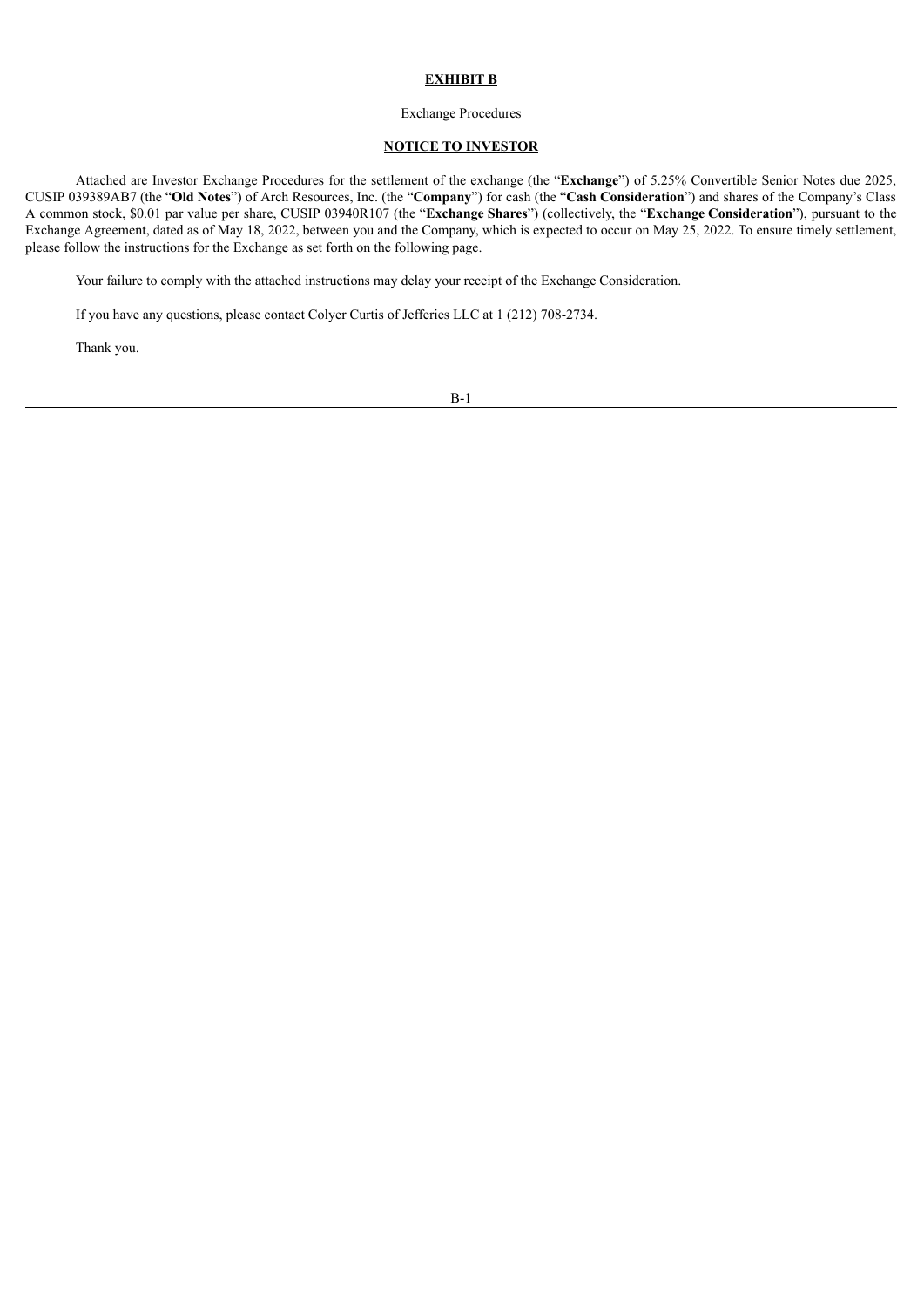**EXHIBIT B**

Exchange Procedures

**NOTICE TO INVESTOR**

Attached are Investor Exchange Procedures for the settlement of the exchange (the "**Exchange**") of 5.25% Convertible Senior Notes due 2025, CUSIP 039389AB7 (the "**Old Notes**") of Arch Resources, Inc. (the "**Company**") for cash (the "**Cash Consideration**") and shares of the Company's Class A common stock, $0.01 par value per share, CUSIP 03940R107 (the "**Exchange Shares**") (collectively, the "**Exchange Consideration**"), pursuant to the Exchange Agreement, dated as of May 18, 2022, between you and the Company, which is expected to occur on May 25, 2022. To ensure timely settlement, please follow the instructions for the Exchange as set forth on the following page.

Your failure to comply with the attached instructions may delay your receipt of the Exchange Consideration.

If you have any questions, please contact Colyer Curtis of Jefferies LLC at 1 (212) 708-2734.

Thank you.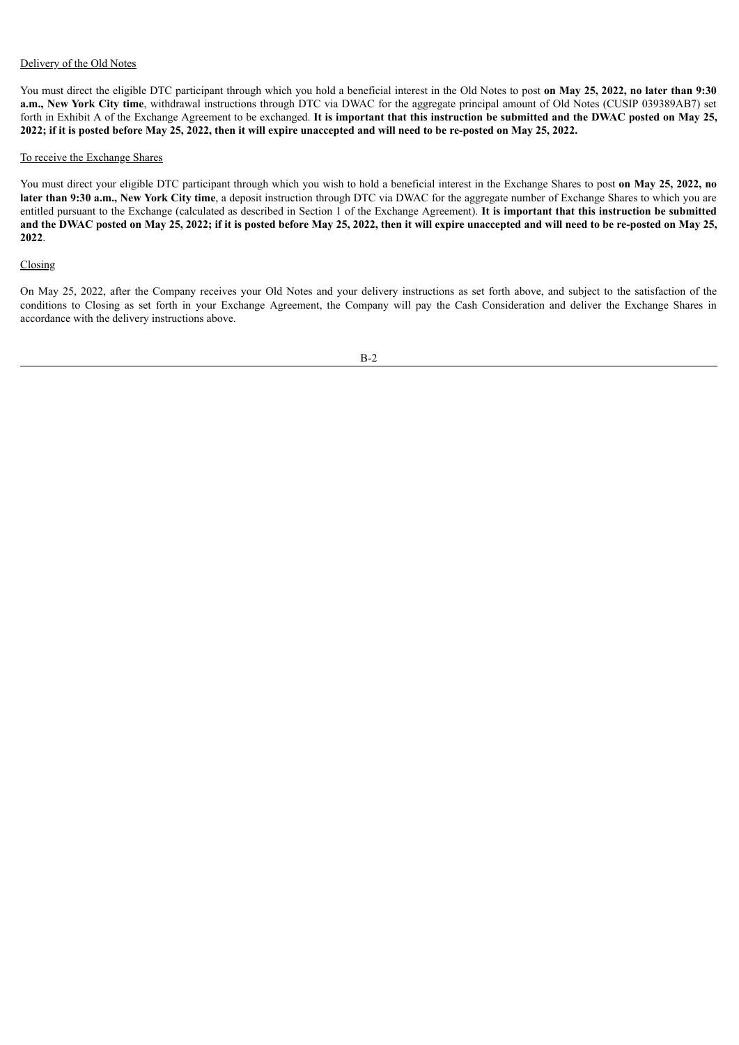<u>Delivery of the Old Notes</u>

You must direct the eligible DTC participant through which you hold a beneficial interest in the Old Notes to post **on May 25, 2022, no later than 9:30 a.m., New York City time**, withdrawal instructions through DTC via DWAC for the aggregate principal amount of Old Notes (CUSIP 039389AB7) set forth in Exhibit A of the Exchange Agreement to be exchanged. **It is important that this instruction be submitted and the DWAC posted on May 25, 2022; if it is posted before May 25, 2022, then it will expire unaccepted and will need to be re-posted on May 25, 2022.**

<u>To receive the Exchange Shares</u>

You must direct your eligible DTC participant through which you wish to hold a beneficial interest in the Exchange Shares to post **on May 25, 2022, no later than 9:30 a.m., New York City time**, a deposit instruction through DTC via DWAC for the aggregate number of Exchange Shares to which you are entitled pursuant to the Exchange (calculated as described in Section 1 of the Exchange Agreement). **It is important that this instruction be submitted and the DWAC posted on May 25, 2022; if it is posted before May 25, 2022, then it will expire unaccepted and will need to be re-posted on May 25, 2022**.

<u>Closing</u>

On May 25, 2022, after the Company receives your Old Notes and your delivery instructions as set forth above, and subject to the satisfaction of the conditions to Closing as set forth in your Exchange Agreement, the Company will pay the Cash Consideration and deliver the Exchange Shares in accordance with the delivery instructions above.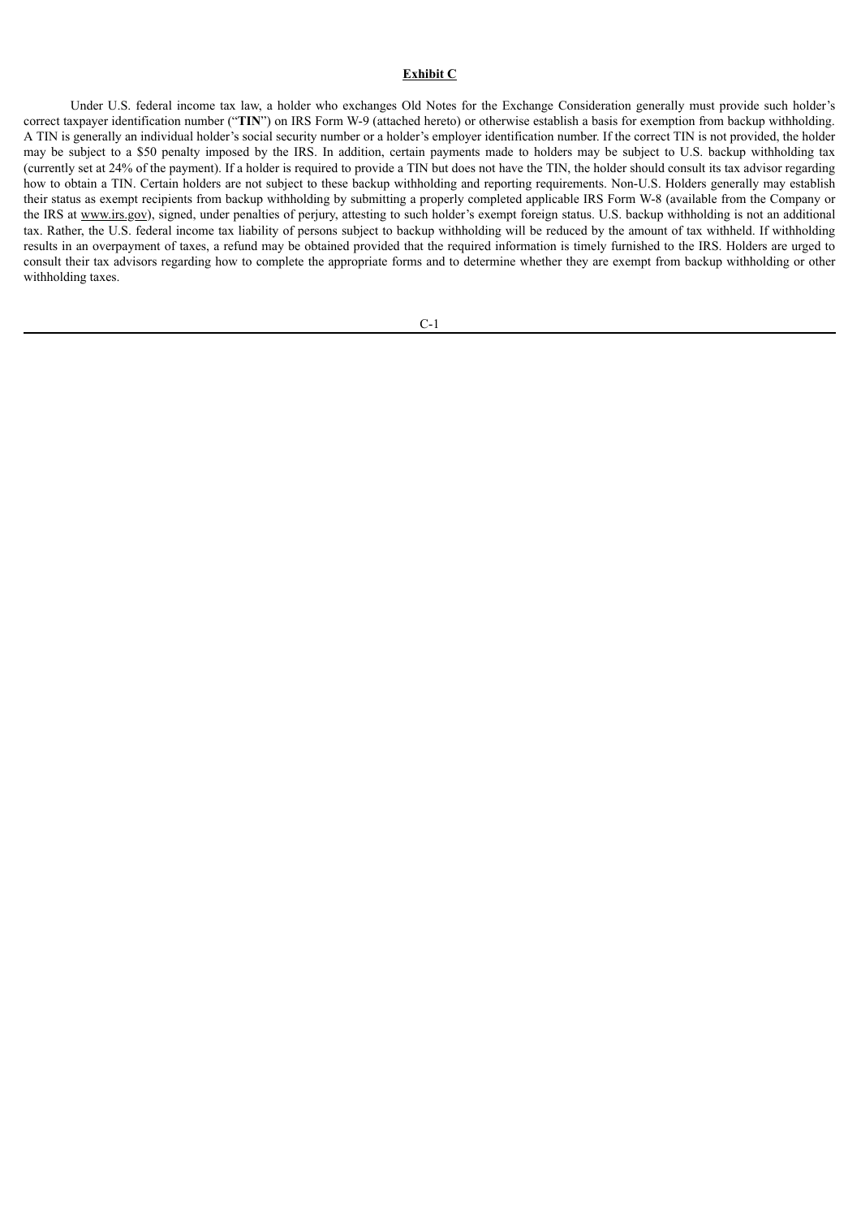## Exhibit C

Under U.S. federal income tax law, a holder who exchanges Old Notes for the Exchange Consideration generally must provide such holder's correct taxpayer identification number ("**TIN**") on IRS Form W-9 (attached hereto) or otherwise establish a basis for exemption from backup withholding. A TIN is generally an individual holder's social security number or a holder's employer identification number. If the correct TIN is not provided, the holder may be subject to a $50 penalty imposed by the IRS. In addition, certain payments made to holders may be subject to U.S. backup withholding tax (currently set at 24% of the payment). If a holder is required to provide a TIN but does not have the TIN, the holder should consult its tax advisor regarding how to obtain a TIN. Certain holders are not subject to these backup withholding and reporting requirements. Non-U.S. Holders generally may establish their status as exempt recipients from backup withholding by submitting a properly completed applicable IRS Form W-8 (available from the Company or the IRS at www.irs.gov), signed, under penalties of perjury, attesting to such holder's exempt foreign status. U.S. backup withholding is not an additional tax. Rather, the U.S. federal income tax liability of persons subject to backup withholding will be reduced by the amount of tax withheld. If withholding results in an overpayment of taxes, a refund may be obtained provided that the required information is timely furnished to the IRS. Holders are urged to consult their tax advisors regarding how to complete the appropriate forms and to determine whether they are exempt from backup withholding or other withholding taxes.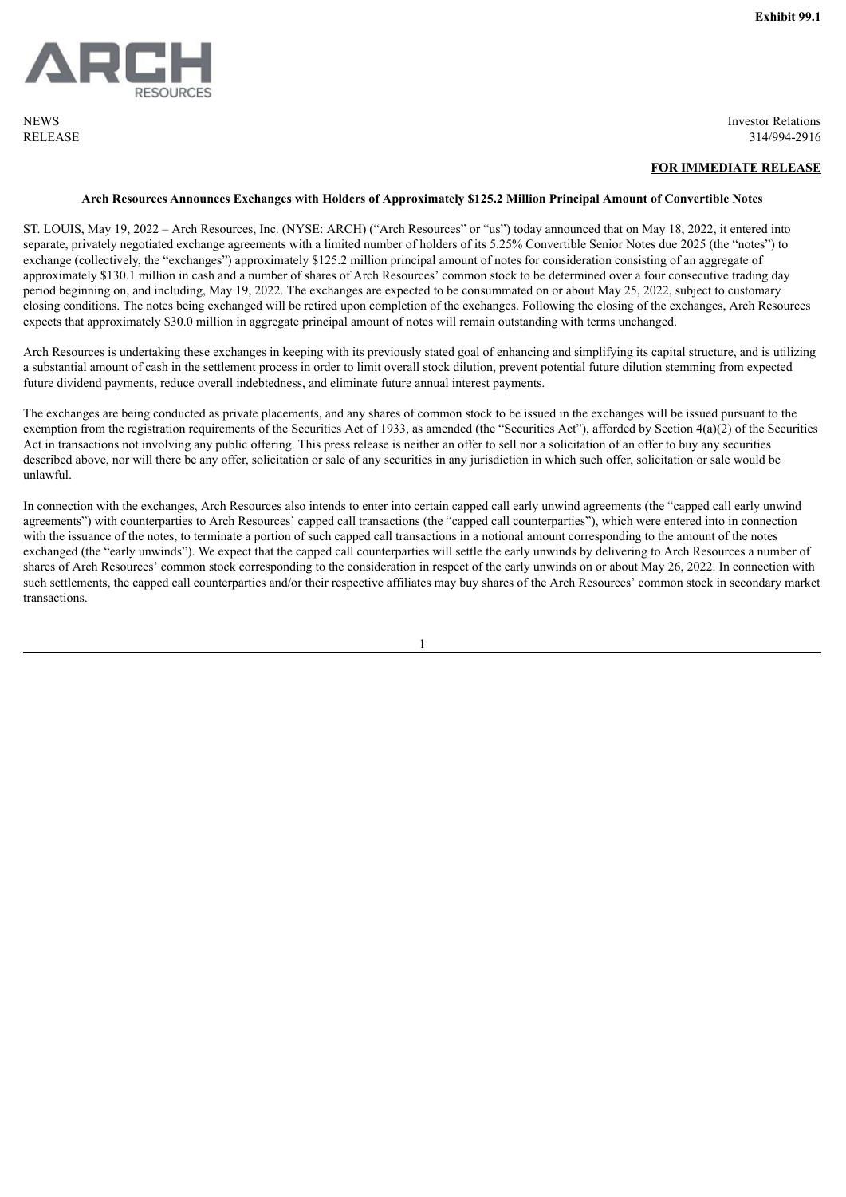**Exhibit 99.1**

ARCH RESOURCES

NEWS RELEASE

Investor Relations
314/994-2916

**FOR IMMEDIATE RELEASE**

**Arch Resources Announces Exchanges with Holders of Approximately $125.2 Million Principal Amount of Convertible Notes**

ST. LOUIS, May 19, 2022 – Arch Resources, Inc. (NYSE: ARCH) ("Arch Resources" or "us") today announced that on May 18, 2022, it entered into separate, privately negotiated exchange agreements with a limited number of holders of its 5.25% Convertible Senior Notes due 2025 (the "notes") to exchange (collectively, the "exchanges") approximately $125.2 million principal amount of notes for consideration consisting of an aggregate of approximately $130.1 million in cash and a number of shares of Arch Resources' common stock to be determined over a four consecutive trading day period beginning on, and including, May 19, 2022. The exchanges are expected to be consummated on or about May 25, 2022, subject to customary closing conditions. The notes being exchanged will be retired upon completion of the exchanges. Following the closing of the exchanges, Arch Resources expects that approximately $30.0 million in aggregate principal amount of notes will remain outstanding with terms unchanged.

Arch Resources is undertaking these exchanges in keeping with its previously stated goal of enhancing and simplifying its capital structure, and is utilizing a substantial amount of cash in the settlement process in order to limit overall stock dilution, prevent potential future dilution stemming from expected future dividend payments, reduce overall indebtedness, and eliminate future annual interest payments.

The exchanges are being conducted as private placements, and any shares of common stock to be issued in the exchanges will be issued pursuant to the exemption from the registration requirements of the Securities Act of 1933, as amended (the "Securities Act"), afforded by Section 4(a)(2) of the Securities Act in transactions not involving any public offering. This press release is neither an offer to sell nor a solicitation of an offer to buy any securities described above, nor will there be any offer, solicitation or sale of any securities in any jurisdiction in which such offer, solicitation or sale would be unlawful.

In connection with the exchanges, Arch Resources also intends to enter into certain capped call early unwind agreements (the "capped call early unwind agreements") with counterparties to Arch Resources' capped call transactions (the "capped call counterparties"), which were entered into in connection with the issuance of the notes, to terminate a portion of such capped call transactions in a notional amount corresponding to the amount of the notes exchanged (the "early unwinds"). We expect that the capped call counterparties will settle the early unwinds by delivering to Arch Resources a number of shares of Arch Resources' common stock corresponding to the consideration in respect of the early unwinds on or about May 26, 2022. In connection with such settlements, the capped call counterparties and/or their respective affiliates may buy shares of the Arch Resources' common stock in secondary market transactions.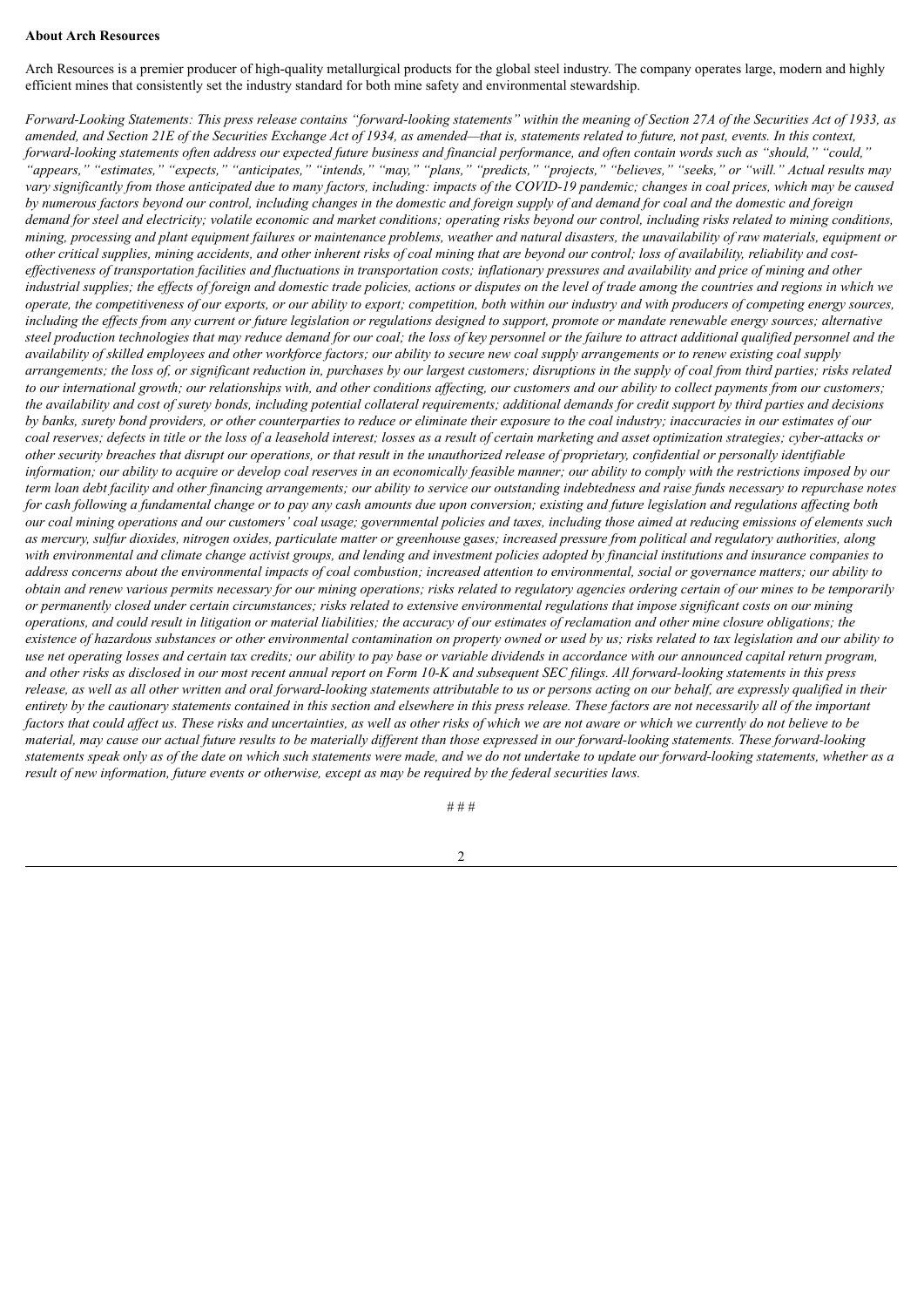**About Arch Resources**

Arch Resources is a premier producer of high-quality metallurgical products for the global steel industry. The company operates large, modern and highly efficient mines that consistently set the industry standard for both mine safety and environmental stewardship.

*Forward-Looking Statements: This press release contains "forward-looking statements" within the meaning of Section 27A of the Securities Act of 1933, as amended, and Section 21E of the Securities Exchange Act of 1934, as amended—that is, statements related to future, not past, events. In this context, forward-looking statements often address our expected future business and financial performance, and often contain words such as "should," "could," "appears," "estimates," "expects," "anticipates," "intends," "may," "plans," "predicts," "projects," "believes," "seeks," or "will." Actual results may vary significantly from those anticipated due to many factors, including: impacts of the COVID-19 pandemic; changes in coal prices, which may be caused by numerous factors beyond our control, including changes in the domestic and foreign supply of and demand for coal and the domestic and foreign demand for steel and electricity; volatile economic and market conditions; operating risks beyond our control, including risks related to mining conditions, mining, processing and plant equipment failures or maintenance problems, weather and natural disasters, the unavailability of raw materials, equipment or other critical supplies, mining accidents, and other inherent risks of coal mining that are beyond our control; loss of availability, reliability and cost-effectiveness of transportation facilities and fluctuations in transportation costs; inflationary pressures and availability and price of mining and other industrial supplies; the effects of foreign and domestic trade policies, actions or disputes on the level of trade among the countries and regions in which we operate, the competitiveness of our exports, or our ability to export; competition, both within our industry and with producers of competing energy sources, including the effects from any current or future legislation or regulations designed to support, promote or mandate renewable energy sources; alternative steel production technologies that may reduce demand for our coal; the loss of key personnel or the failure to attract additional qualified personnel and the availability of skilled employees and other workforce factors; our ability to secure new coal supply arrangements or to renew existing coal supply arrangements; the loss of, or significant reduction in, purchases by our largest customers; disruptions in the supply of coal from third parties; risks related to our international growth; our relationships with, and other conditions affecting, our customers and our ability to collect payments from our customers; the availability and cost of surety bonds, including potential collateral requirements; additional demands for credit support by third parties and decisions by banks, surety bond providers, or other counterparties to reduce or eliminate their exposure to the coal industry; inaccuracies in our estimates of our coal reserves; defects in title or the loss of a leasehold interest; losses as a result of certain marketing and asset optimization strategies; cyber-attacks or other security breaches that disrupt our operations, or that result in the unauthorized release of proprietary, confidential or personally identifiable information; our ability to acquire or develop coal reserves in an economically feasible manner; our ability to comply with the restrictions imposed by our term loan debt facility and other financing arrangements; our ability to service our outstanding indebtedness and raise funds necessary to repurchase notes for cash following a fundamental change or to pay any cash amounts due upon conversion; existing and future legislation and regulations affecting both our coal mining operations and our customers' coal usage; governmental policies and taxes, including those aimed at reducing emissions of elements such as mercury, sulfur dioxides, nitrogen oxides, particulate matter or greenhouse gases; increased pressure from political and regulatory authorities, along with environmental and climate change activist groups, and lending and investment policies adopted by financial institutions and insurance companies to address concerns about the environmental impacts of coal combustion; increased attention to environmental, social or governance matters; our ability to obtain and renew various permits necessary for our mining operations; risks related to regulatory agencies ordering certain of our mines to be temporarily or permanently closed under certain circumstances; risks related to extensive environmental regulations that impose significant costs on our mining operations, and could result in litigation or material liabilities; the accuracy of our estimates of reclamation and other mine closure obligations; the existence of hazardous substances or other environmental contamination on property owned or used by us; risks related to tax legislation and our ability to use net operating losses and certain tax credits; our ability to pay base or variable dividends in accordance with our announced capital return program, and other risks as disclosed in our most recent annual report on Form 10-K and subsequent SEC filings. All forward-looking statements in this press release, as well as all other written and oral forward-looking statements attributable to us or persons acting on our behalf, are expressly qualified in their entirety by the cautionary statements contained in this section and elsewhere in this press release. These factors are not necessarily all of the important factors that could affect us. These risks and uncertainties, as well as other risks of which we are not aware or which we currently do not believe to be material, may cause our actual future results to be materially different than those expressed in our forward-looking statements. These forward-looking statements speak only as of the date on which such statements were made, and we do not undertake to update our forward-looking statements, whether as a result of new information, future events or otherwise, except as may be required by the federal securities laws.*

# # #